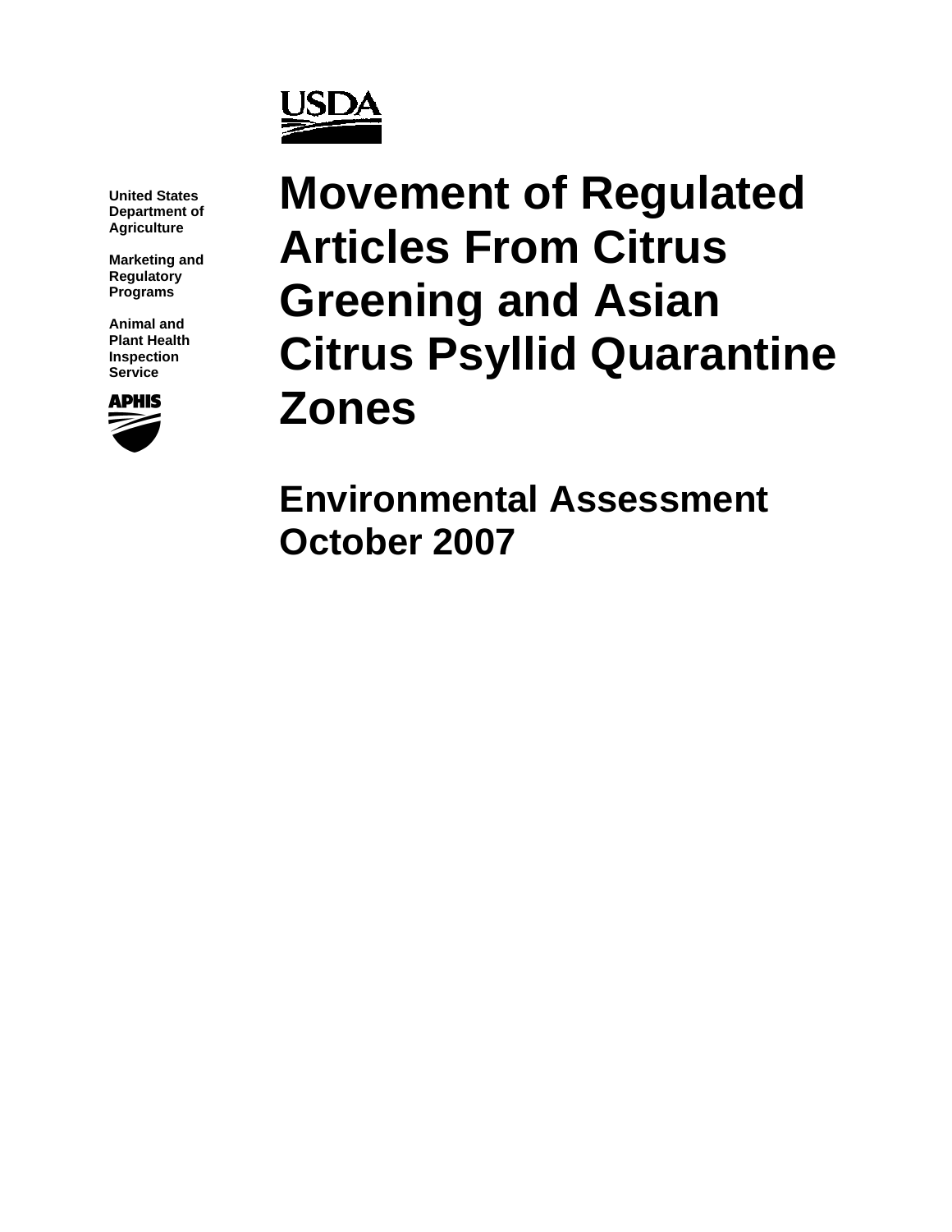United States Department of Agriculture

Marketing and Regulatory Programs

Animal and Plant Health Inspection Service

# Movement of Regulated Articles From Citrus Greening and Asian Citrus Psyllid Quarantine Zones

## Environmental Assessment October 2007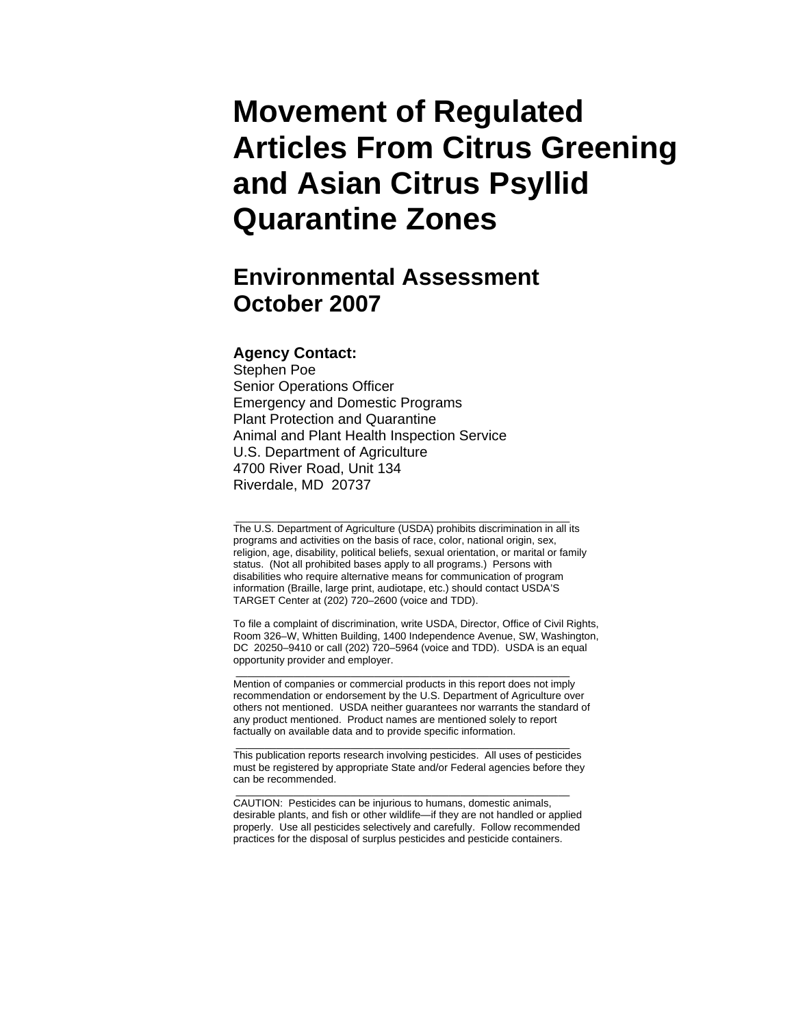# Movement of Regulated Articles From Citrus Greening and Asian Citrus Psyllid Quarantine Zones

## Environmental Assessment
## October 2007

**Agency Contact:**
Stephen Poe
Senior Operations Officer
Emergency and Domestic Programs
Plant Protection and Quarantine
Animal and Plant Health Inspection Service
U.S. Department of Agriculture
4700 River Road, Unit 134
Riverdale, MD 20737

---

The U.S. Department of Agriculture (USDA) prohibits discrimination in all its programs and activities on the basis of race, color, national origin, sex, religion, age, disability, political beliefs, sexual orientation, or marital or family status. (Not all prohibited bases apply to all programs.) Persons with disabilities who require alternative means for communication of program information (Braille, large print, audiotape, etc.) should contact USDA'S TARGET Center at (202) 720–2600 (voice and TDD).

To file a complaint of discrimination, write USDA, Director, Office of Civil Rights, Room 326–W, Whitten Building, 1400 Independence Avenue, SW, Washington, DC 20250–9410 or call (202) 720–5964 (voice and TDD). USDA is an equal opportunity provider and employer.

---

Mention of companies or commercial products in this report does not imply recommendation or endorsement by the U.S. Department of Agriculture over others not mentioned. USDA neither guarantees nor warrants the standard of any product mentioned. Product names are mentioned solely to report factually on available data and to provide specific information.

---

This publication reports research involving pesticides. All uses of pesticides must be registered by appropriate State and/or Federal agencies before they can be recommended.

---

CAUTION: Pesticides can be injurious to humans, domestic animals, desirable plants, and fish or other wildlife—if they are not handled or applied properly. Use all pesticides selectively and carefully. Follow recommended practices for the disposal of surplus pesticides and pesticide containers.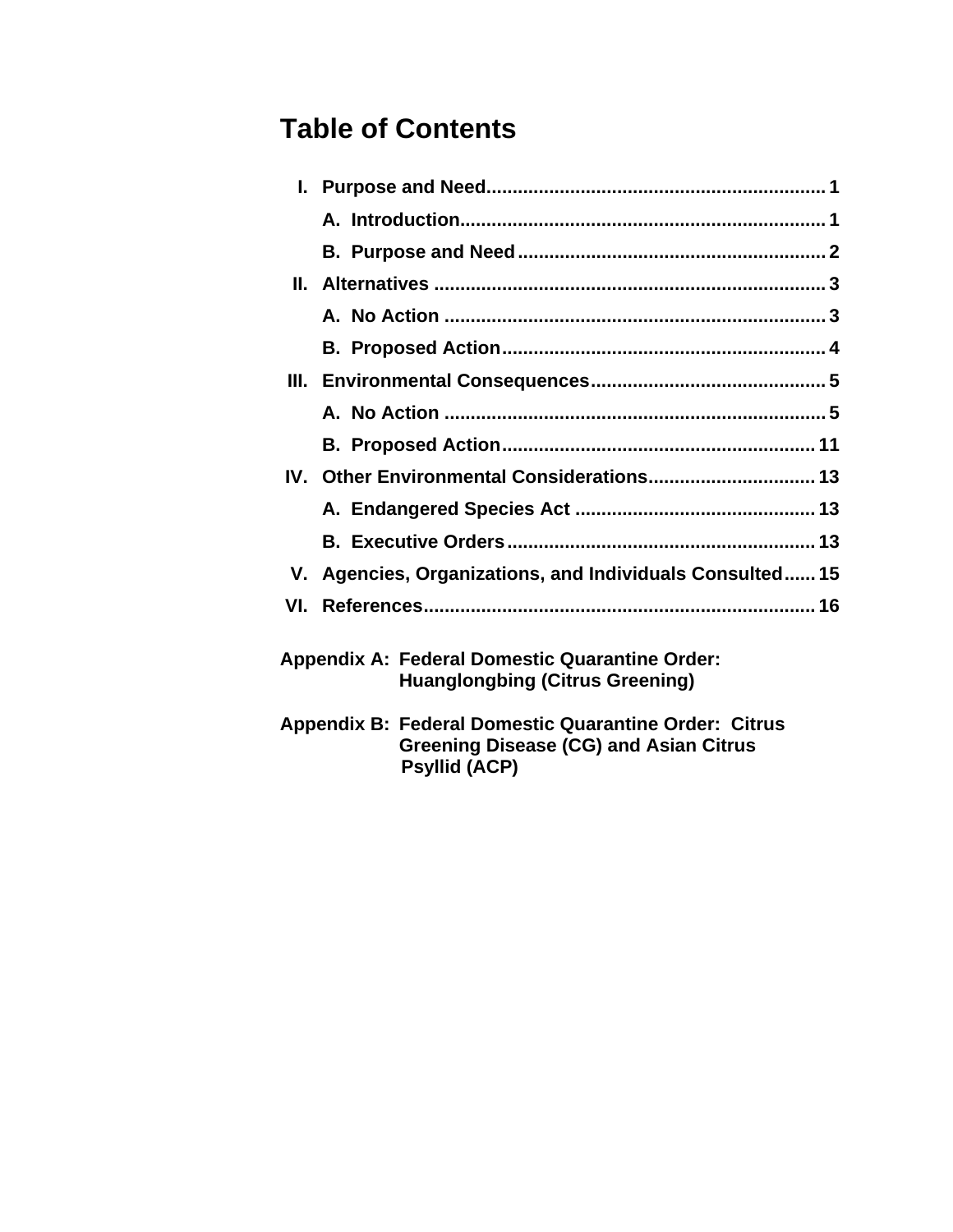# Table of Contents

- I. Purpose and Need ........ 1
  - A. Introduction ........ 1
  - B. Purpose and Need ........ 2
- II. Alternatives ........ 3
  - A. No Action ........ 3
  - B. Proposed Action ........ 4
- III. Environmental Consequences ........ 5
  - A. No Action ........ 5
  - B. Proposed Action ........ 11
- IV. Other Environmental Considerations ........ 13
  - A. Endangered Species Act ........ 13
  - B. Executive Orders ........ 13
- V. Agencies, Organizations, and Individuals Consulted ........ 15
- VI. References ........ 16

Appendix A: Federal Domestic Quarantine Order: Huanglongbing (Citrus Greening)

Appendix B: Federal Domestic Quarantine Order: Citrus Greening Disease (CG) and Asian Citrus Psyllid (ACP)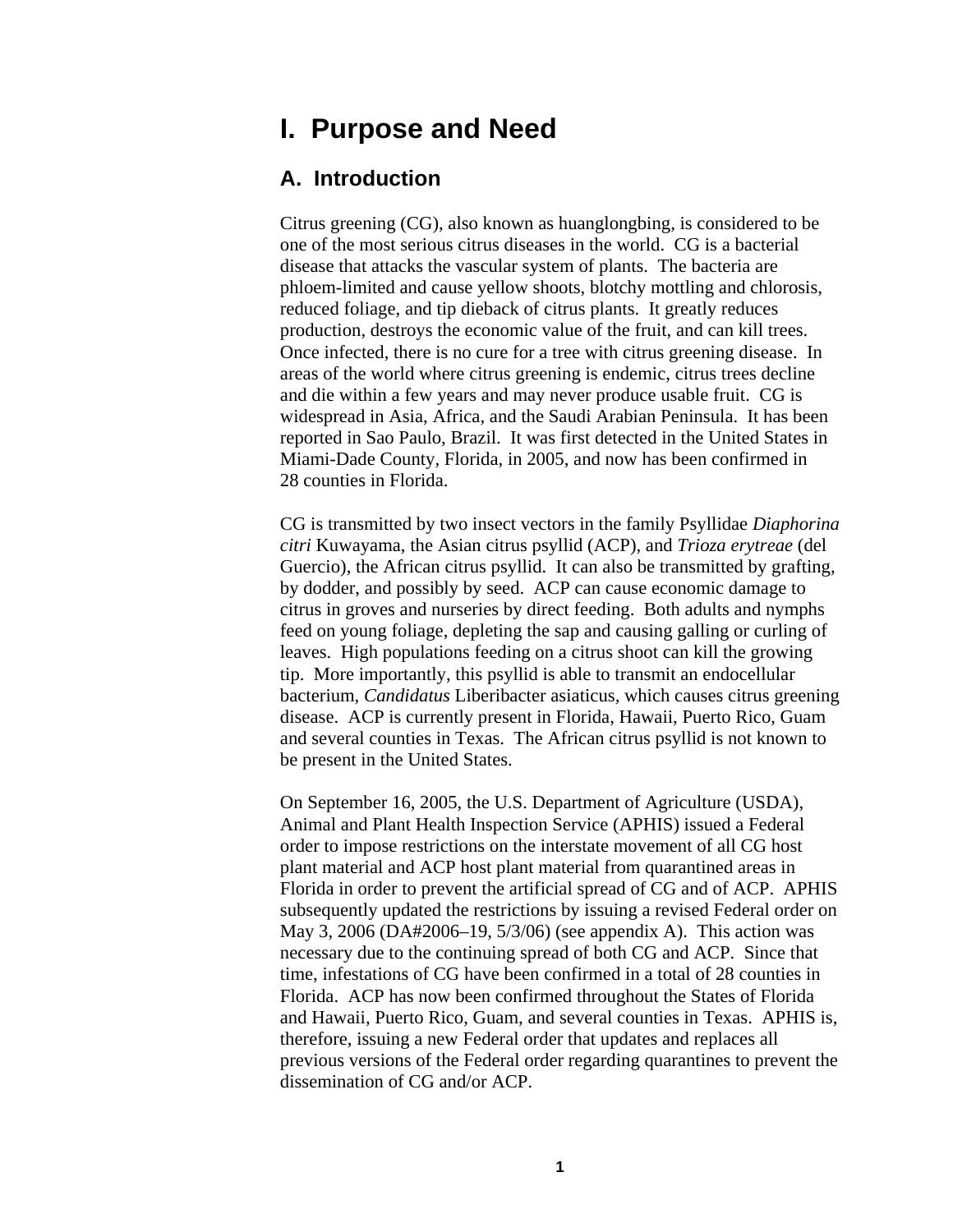# I. Purpose and Need

## A. Introduction

Citrus greening (CG), also known as huanglongbing, is considered to be one of the most serious citrus diseases in the world. CG is a bacterial disease that attacks the vascular system of plants. The bacteria are phloem-limited and cause yellow shoots, blotchy mottling and chlorosis, reduced foliage, and tip dieback of citrus plants. It greatly reduces production, destroys the economic value of the fruit, and can kill trees. Once infected, there is no cure for a tree with citrus greening disease. In areas of the world where citrus greening is endemic, citrus trees decline and die within a few years and may never produce usable fruit. CG is widespread in Asia, Africa, and the Saudi Arabian Peninsula. It has been reported in Sao Paulo, Brazil. It was first detected in the United States in Miami-Dade County, Florida, in 2005, and now has been confirmed in 28 counties in Florida.

CG is transmitted by two insect vectors in the family Psyllidae *Diaphorina citri* Kuwayama, the Asian citrus psyllid (ACP), and *Trioza erytreae* (del Guercio), the African citrus psyllid. It can also be transmitted by grafting, by dodder, and possibly by seed. ACP can cause economic damage to citrus in groves and nurseries by direct feeding. Both adults and nymphs feed on young foliage, depleting the sap and causing galling or curling of leaves. High populations feeding on a citrus shoot can kill the growing tip. More importantly, this psyllid is able to transmit an endocellular bacterium, *Candidatus* Liberibacter asiaticus, which causes citrus greening disease. ACP is currently present in Florida, Hawaii, Puerto Rico, Guam and several counties in Texas. The African citrus psyllid is not known to be present in the United States.

On September 16, 2005, the U.S. Department of Agriculture (USDA), Animal and Plant Health Inspection Service (APHIS) issued a Federal order to impose restrictions on the interstate movement of all CG host plant material and ACP host plant material from quarantined areas in Florida in order to prevent the artificial spread of CG and of ACP. APHIS subsequently updated the restrictions by issuing a revised Federal order on May 3, 2006 (DA#2006–19, 5/3/06) (see appendix A). This action was necessary due to the continuing spread of both CG and ACP. Since that time, infestations of CG have been confirmed in a total of 28 counties in Florida. ACP has now been confirmed throughout the States of Florida and Hawaii, Puerto Rico, Guam, and several counties in Texas. APHIS is, therefore, issuing a new Federal order that updates and replaces all previous versions of the Federal order regarding quarantines to prevent the dissemination of CG and/or ACP.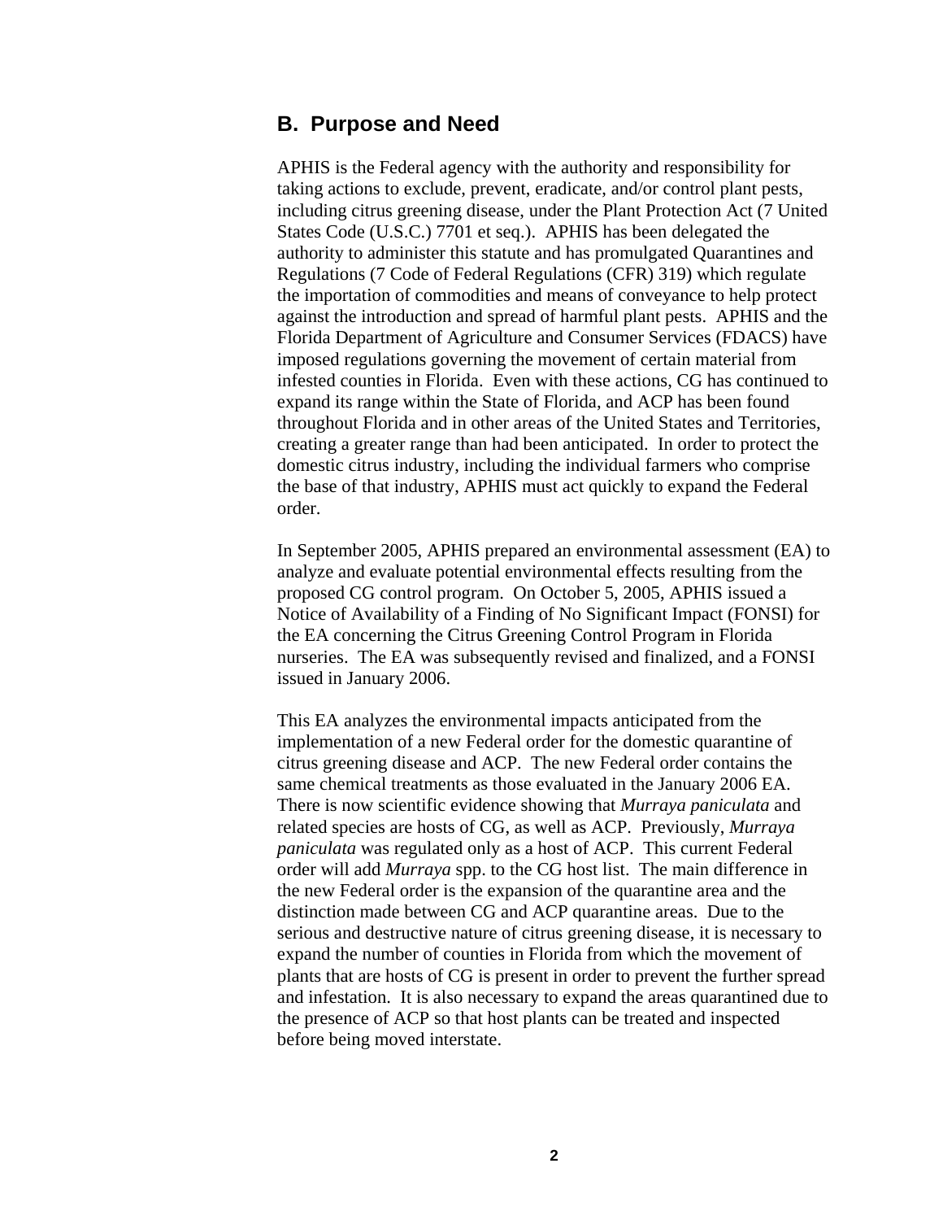## B. Purpose and Need

APHIS is the Federal agency with the authority and responsibility for taking actions to exclude, prevent, eradicate, and/or control plant pests, including citrus greening disease, under the Plant Protection Act (7 United States Code (U.S.C.) 7701 et seq.). APHIS has been delegated the authority to administer this statute and has promulgated Quarantines and Regulations (7 Code of Federal Regulations (CFR) 319) which regulate the importation of commodities and means of conveyance to help protect against the introduction and spread of harmful plant pests. APHIS and the Florida Department of Agriculture and Consumer Services (FDACS) have imposed regulations governing the movement of certain material from infested counties in Florida. Even with these actions, CG has continued to expand its range within the State of Florida, and ACP has been found throughout Florida and in other areas of the United States and Territories, creating a greater range than had been anticipated. In order to protect the domestic citrus industry, including the individual farmers who comprise the base of that industry, APHIS must act quickly to expand the Federal order.

In September 2005, APHIS prepared an environmental assessment (EA) to analyze and evaluate potential environmental effects resulting from the proposed CG control program. On October 5, 2005, APHIS issued a Notice of Availability of a Finding of No Significant Impact (FONSI) for the EA concerning the Citrus Greening Control Program in Florida nurseries. The EA was subsequently revised and finalized, and a FONSI issued in January 2006.

This EA analyzes the environmental impacts anticipated from the implementation of a new Federal order for the domestic quarantine of citrus greening disease and ACP. The new Federal order contains the same chemical treatments as those evaluated in the January 2006 EA. There is now scientific evidence showing that *Murraya paniculata* and related species are hosts of CG, as well as ACP. Previously, *Murraya paniculata* was regulated only as a host of ACP. This current Federal order will add *Murraya* spp. to the CG host list. The main difference in the new Federal order is the expansion of the quarantine area and the distinction made between CG and ACP quarantine areas. Due to the serious and destructive nature of citrus greening disease, it is necessary to expand the number of counties in Florida from which the movement of plants that are hosts of CG is present in order to prevent the further spread and infestation. It is also necessary to expand the areas quarantined due to the presence of ACP so that host plants can be treated and inspected before being moved interstate.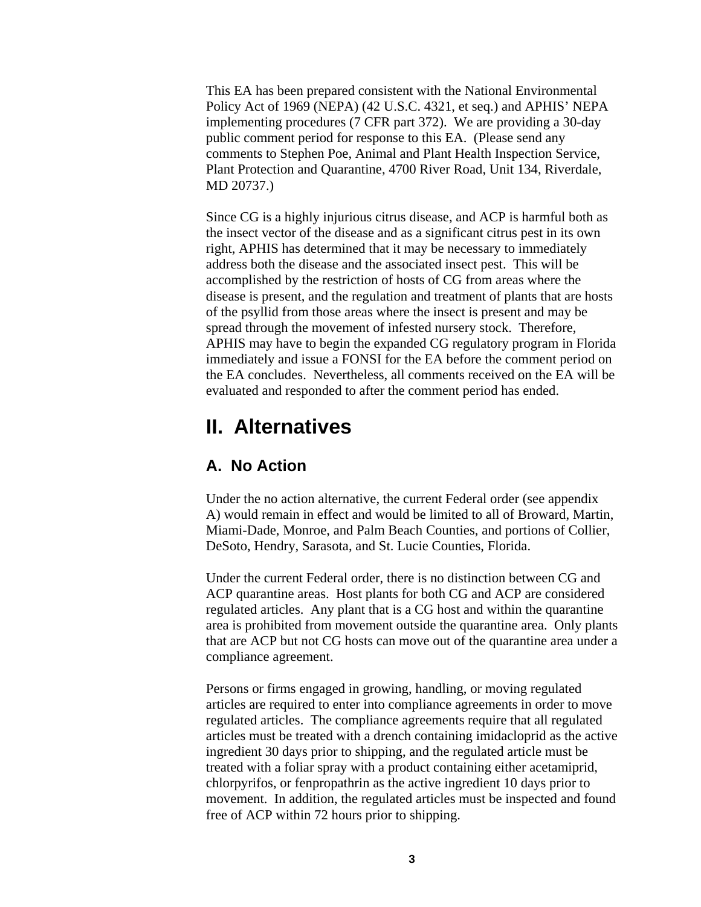This EA has been prepared consistent with the National Environmental Policy Act of 1969 (NEPA) (42 U.S.C. 4321, et seq.) and APHIS' NEPA implementing procedures (7 CFR part 372). We are providing a 30-day public comment period for response to this EA. (Please send any comments to Stephen Poe, Animal and Plant Health Inspection Service, Plant Protection and Quarantine, 4700 River Road, Unit 134, Riverdale, MD 20737.)

Since CG is a highly injurious citrus disease, and ACP is harmful both as the insect vector of the disease and as a significant citrus pest in its own right, APHIS has determined that it may be necessary to immediately address both the disease and the associated insect pest. This will be accomplished by the restriction of hosts of CG from areas where the disease is present, and the regulation and treatment of plants that are hosts of the psyllid from those areas where the insect is present and may be spread through the movement of infested nursery stock. Therefore, APHIS may have to begin the expanded CG regulatory program in Florida immediately and issue a FONSI for the EA before the comment period on the EA concludes. Nevertheless, all comments received on the EA will be evaluated and responded to after the comment period has ended.

# II. Alternatives

## A. No Action

Under the no action alternative, the current Federal order (see appendix A) would remain in effect and would be limited to all of Broward, Martin, Miami-Dade, Monroe, and Palm Beach Counties, and portions of Collier, DeSoto, Hendry, Sarasota, and St. Lucie Counties, Florida.

Under the current Federal order, there is no distinction between CG and ACP quarantine areas. Host plants for both CG and ACP are considered regulated articles. Any plant that is a CG host and within the quarantine area is prohibited from movement outside the quarantine area. Only plants that are ACP but not CG hosts can move out of the quarantine area under a compliance agreement.

Persons or firms engaged in growing, handling, or moving regulated articles are required to enter into compliance agreements in order to move regulated articles. The compliance agreements require that all regulated articles must be treated with a drench containing imidacloprid as the active ingredient 30 days prior to shipping, and the regulated article must be treated with a foliar spray with a product containing either acetamiprid, chlorpyrifos, or fenpropathrin as the active ingredient 10 days prior to movement. In addition, the regulated articles must be inspected and found free of ACP within 72 hours prior to shipping.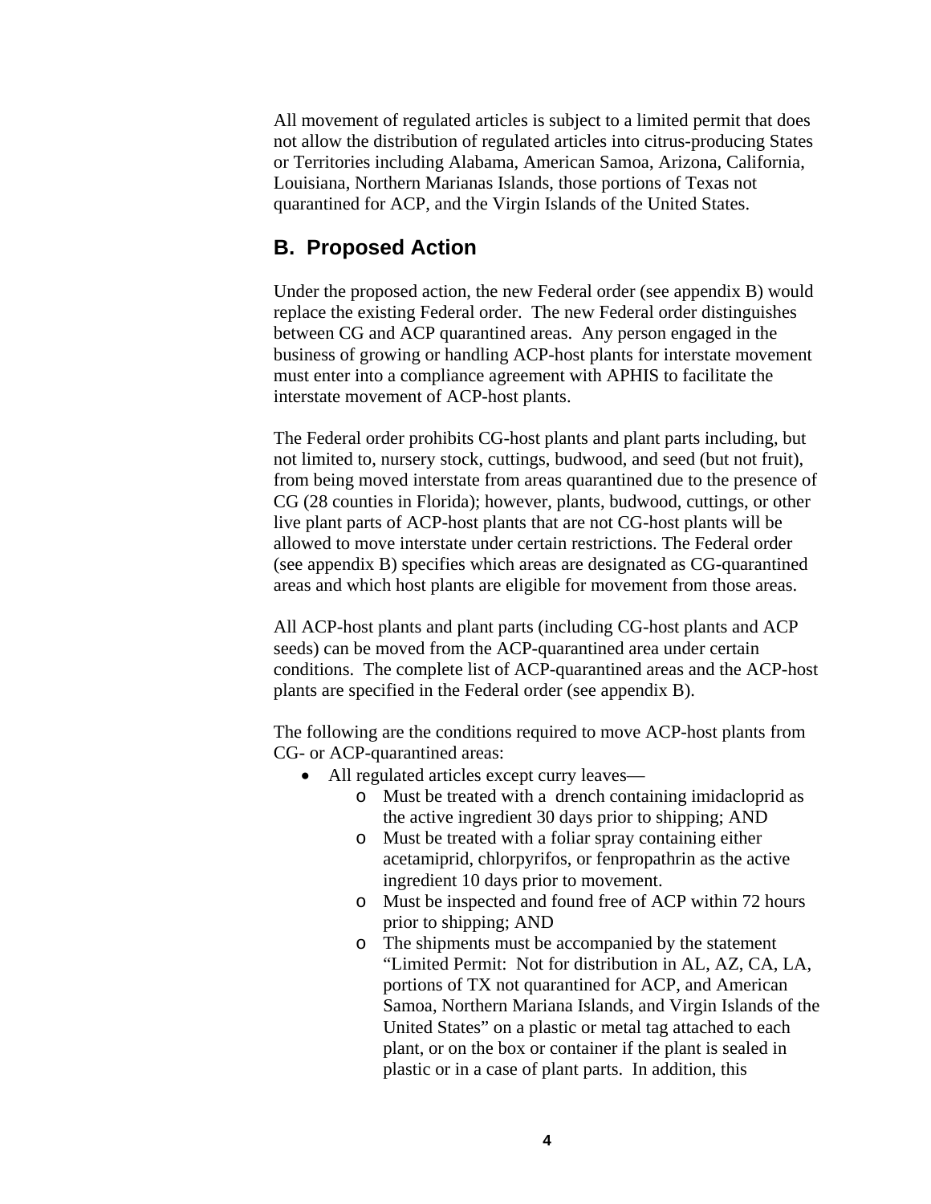All movement of regulated articles is subject to a limited permit that does not allow the distribution of regulated articles into citrus-producing States or Territories including Alabama, American Samoa, Arizona, California, Louisiana, Northern Marianas Islands, those portions of Texas not quarantined for ACP, and the Virgin Islands of the United States.

## B. Proposed Action

Under the proposed action, the new Federal order (see appendix B) would replace the existing Federal order. The new Federal order distinguishes between CG and ACP quarantined areas. Any person engaged in the business of growing or handling ACP-host plants for interstate movement must enter into a compliance agreement with APHIS to facilitate the interstate movement of ACP-host plants.

The Federal order prohibits CG-host plants and plant parts including, but not limited to, nursery stock, cuttings, budwood, and seed (but not fruit), from being moved interstate from areas quarantined due to the presence of CG (28 counties in Florida); however, plants, budwood, cuttings, or other live plant parts of ACP-host plants that are not CG-host plants will be allowed to move interstate under certain restrictions. The Federal order (see appendix B) specifies which areas are designated as CG-quarantined areas and which host plants are eligible for movement from those areas.

All ACP-host plants and plant parts (including CG-host plants and ACP seeds) can be moved from the ACP-quarantined area under certain conditions. The complete list of ACP-quarantined areas and the ACP-host plants are specified in the Federal order (see appendix B).

The following are the conditions required to move ACP-host plants from CG- or ACP-quarantined areas:

- All regulated articles except curry leaves—
  - Must be treated with a drench containing imidacloprid as the active ingredient 30 days prior to shipping; AND
  - Must be treated with a foliar spray containing either acetamiprid, chlorpyrifos, or fenpropathrin as the active ingredient 10 days prior to movement.
  - Must be inspected and found free of ACP within 72 hours prior to shipping; AND
  - The shipments must be accompanied by the statement "Limited Permit: Not for distribution in AL, AZ, CA, LA, portions of TX not quarantined for ACP, and American Samoa, Northern Mariana Islands, and Virgin Islands of the United States" on a plastic or metal tag attached to each plant, or on the box or container if the plant is sealed in plastic or in a case of plant parts. In addition, this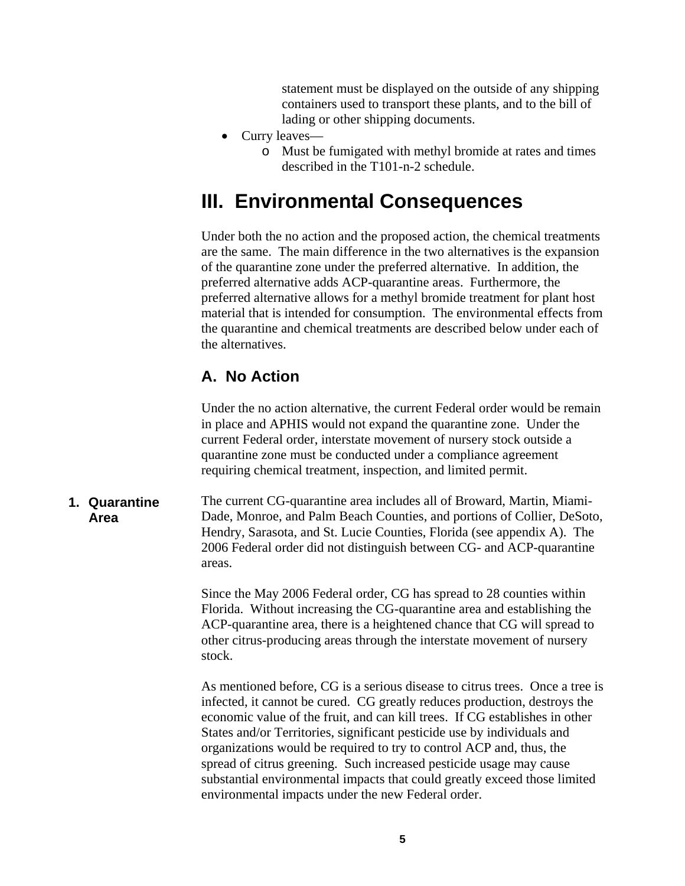statement must be displayed on the outside of any shipping containers used to transport these plants, and to the bill of lading or other shipping documents.

- Curry leaves—
  - Must be fumigated with methyl bromide at rates and times described in the T101-n-2 schedule.

# III. Environmental Consequences

Under both the no action and the proposed action, the chemical treatments are the same. The main difference in the two alternatives is the expansion of the quarantine zone under the preferred alternative. In addition, the preferred alternative adds ACP-quarantine areas. Furthermore, the preferred alternative allows for a methyl bromide treatment for plant host material that is intended for consumption. The environmental effects from the quarantine and chemical treatments are described below under each of the alternatives.

## A. No Action

Under the no action alternative, the current Federal order would be remain in place and APHIS would not expand the quarantine zone. Under the current Federal order, interstate movement of nursery stock outside a quarantine zone must be conducted under a compliance agreement requiring chemical treatment, inspection, and limited permit.

### 1. Quarantine Area

The current CG-quarantine area includes all of Broward, Martin, Miami-Dade, Monroe, and Palm Beach Counties, and portions of Collier, DeSoto, Hendry, Sarasota, and St. Lucie Counties, Florida (see appendix A). The 2006 Federal order did not distinguish between CG- and ACP-quarantine areas.

Since the May 2006 Federal order, CG has spread to 28 counties within Florida. Without increasing the CG-quarantine area and establishing the ACP-quarantine area, there is a heightened chance that CG will spread to other citrus-producing areas through the interstate movement of nursery stock.

As mentioned before, CG is a serious disease to citrus trees. Once a tree is infected, it cannot be cured. CG greatly reduces production, destroys the economic value of the fruit, and can kill trees. If CG establishes in other States and/or Territories, significant pesticide use by individuals and organizations would be required to try to control ACP and, thus, the spread of citrus greening. Such increased pesticide usage may cause substantial environmental impacts that could greatly exceed those limited environmental impacts under the new Federal order.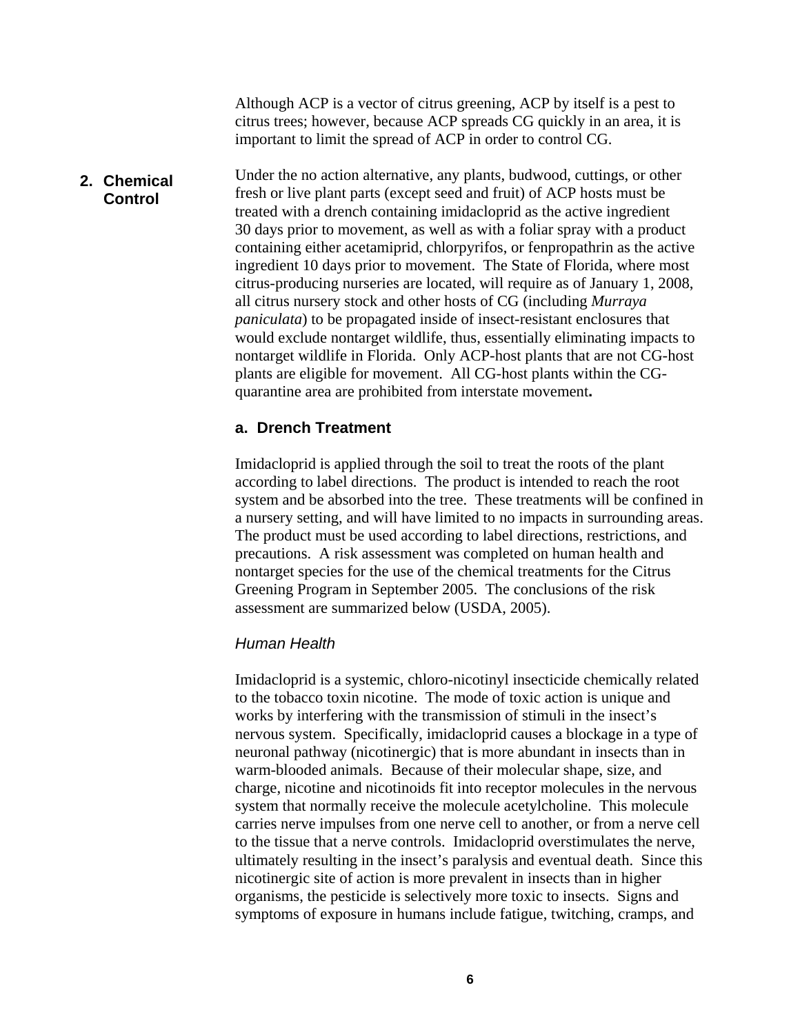Although ACP is a vector of citrus greening, ACP by itself is a pest to citrus trees; however, because ACP spreads CG quickly in an area, it is important to limit the spread of ACP in order to control CG.

## 2. Chemical Control

Under the no action alternative, any plants, budwood, cuttings, or other fresh or live plant parts (except seed and fruit) of ACP hosts must be treated with a drench containing imidacloprid as the active ingredient 30 days prior to movement, as well as with a foliar spray with a product containing either acetamiprid, chlorpyrifos, or fenpropathrin as the active ingredient 10 days prior to movement. The State of Florida, where most citrus-producing nurseries are located, will require as of January 1, 2008, all citrus nursery stock and other hosts of CG (including *Murraya paniculata*) to be propagated inside of insect-resistant enclosures that would exclude nontarget wildlife, thus, essentially eliminating impacts to nontarget wildlife in Florida. Only ACP-host plants that are not CG-host plants are eligible for movement. All CG-host plants within the CG-quarantine area are prohibited from interstate movement**.**

### a. Drench Treatment

Imidacloprid is applied through the soil to treat the roots of the plant according to label directions. The product is intended to reach the root system and be absorbed into the tree. These treatments will be confined in a nursery setting, and will have limited to no impacts in surrounding areas. The product must be used according to label directions, restrictions, and precautions. A risk assessment was completed on human health and nontarget species for the use of the chemical treatments for the Citrus Greening Program in September 2005. The conclusions of the risk assessment are summarized below (USDA, 2005).

*Human Health*

Imidacloprid is a systemic, chloro-nicotinyl insecticide chemically related to the tobacco toxin nicotine. The mode of toxic action is unique and works by interfering with the transmission of stimuli in the insect's nervous system. Specifically, imidacloprid causes a blockage in a type of neuronal pathway (nicotinergic) that is more abundant in insects than in warm-blooded animals. Because of their molecular shape, size, and charge, nicotine and nicotinoids fit into receptor molecules in the nervous system that normally receive the molecule acetylcholine. This molecule carries nerve impulses from one nerve cell to another, or from a nerve cell to the tissue that a nerve controls. Imidacloprid overstimulates the nerve, ultimately resulting in the insect's paralysis and eventual death. Since this nicotinergic site of action is more prevalent in insects than in higher organisms, the pesticide is selectively more toxic to insects. Signs and symptoms of exposure in humans include fatigue, twitching, cramps, and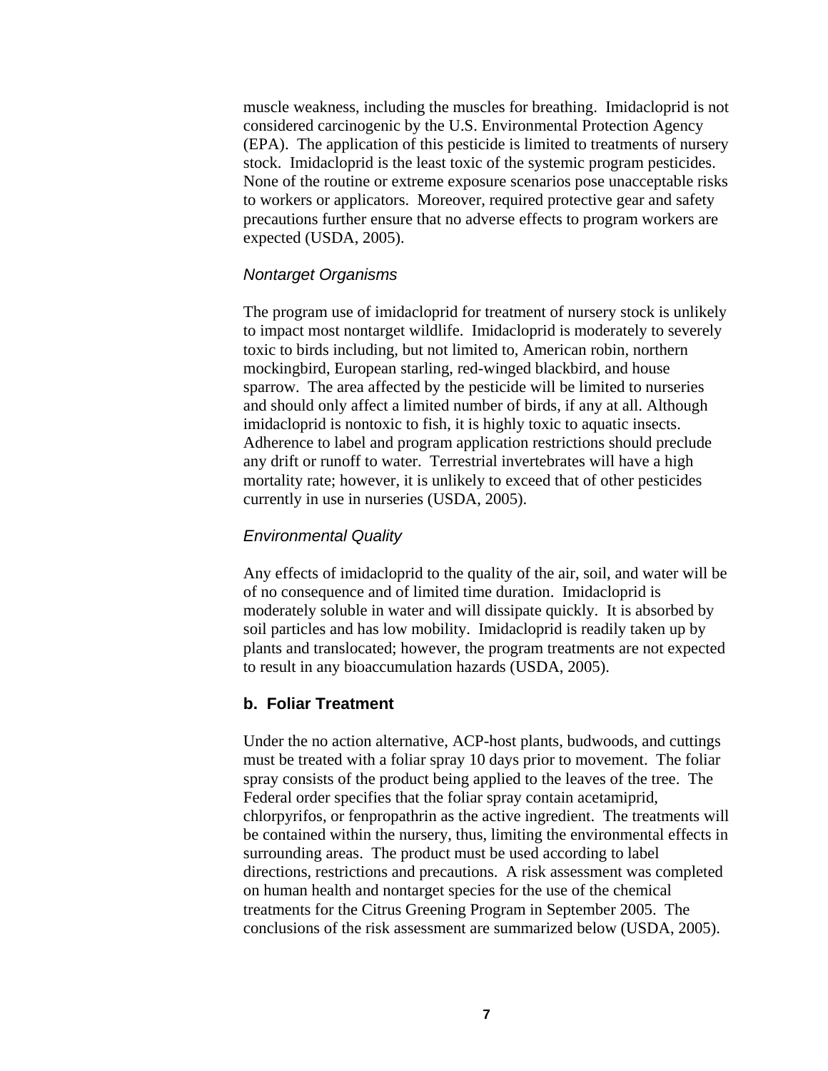muscle weakness, including the muscles for breathing. Imidacloprid is not considered carcinogenic by the U.S. Environmental Protection Agency (EPA). The application of this pesticide is limited to treatments of nursery stock. Imidacloprid is the least toxic of the systemic program pesticides. None of the routine or extreme exposure scenarios pose unacceptable risks to workers or applicators. Moreover, required protective gear and safety precautions further ensure that no adverse effects to program workers are expected (USDA, 2005).

*Nontarget Organisms*

The program use of imidacloprid for treatment of nursery stock is unlikely to impact most nontarget wildlife. Imidacloprid is moderately to severely toxic to birds including, but not limited to, American robin, northern mockingbird, European starling, red-winged blackbird, and house sparrow. The area affected by the pesticide will be limited to nurseries and should only affect a limited number of birds, if any at all. Although imidacloprid is nontoxic to fish, it is highly toxic to aquatic insects. Adherence to label and program application restrictions should preclude any drift or runoff to water. Terrestrial invertebrates will have a high mortality rate; however, it is unlikely to exceed that of other pesticides currently in use in nurseries (USDA, 2005).

*Environmental Quality*

Any effects of imidacloprid to the quality of the air, soil, and water will be of no consequence and of limited time duration. Imidacloprid is moderately soluble in water and will dissipate quickly. It is absorbed by soil particles and has low mobility. Imidacloprid is readily taken up by plants and translocated; however, the program treatments are not expected to result in any bioaccumulation hazards (USDA, 2005).

### b. Foliar Treatment

Under the no action alternative, ACP-host plants, budwoods, and cuttings must be treated with a foliar spray 10 days prior to movement. The foliar spray consists of the product being applied to the leaves of the tree. The Federal order specifies that the foliar spray contain acetamiprid, chlorpyrifos, or fenpropathrin as the active ingredient. The treatments will be contained within the nursery, thus, limiting the environmental effects in surrounding areas. The product must be used according to label directions, restrictions and precautions. A risk assessment was completed on human health and nontarget species for the use of the chemical treatments for the Citrus Greening Program in September 2005. The conclusions of the risk assessment are summarized below (USDA, 2005).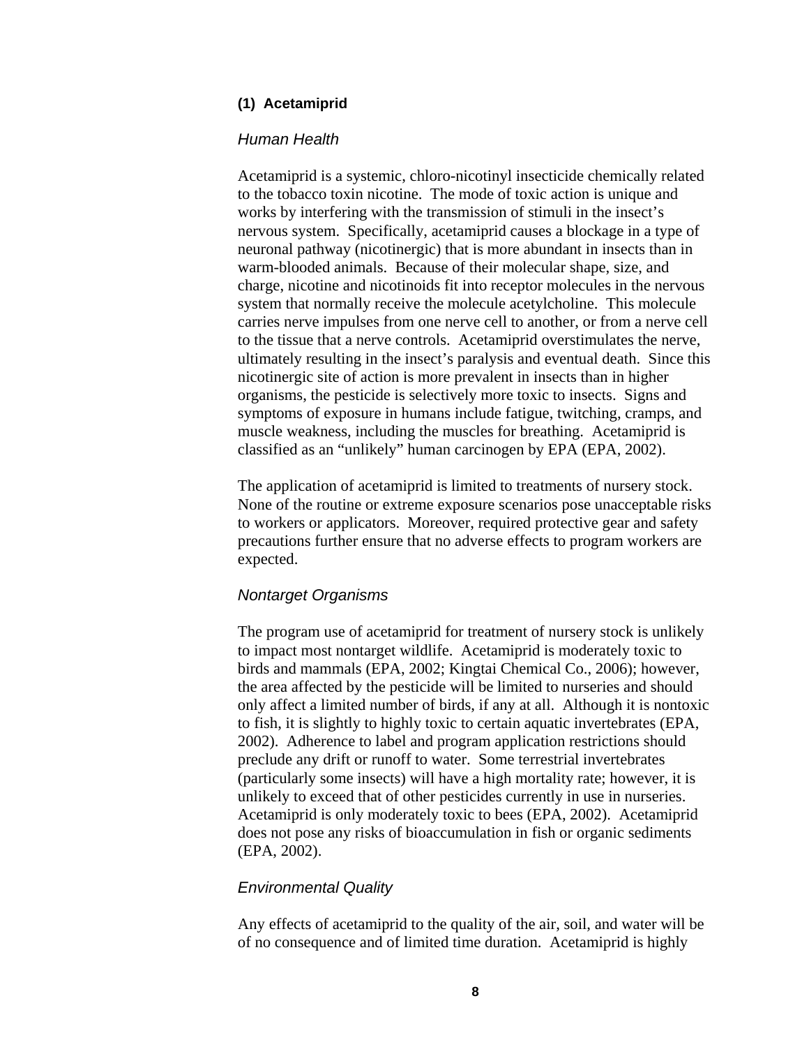### (1) Acetamiprid

#### *Human Health*

Acetamiprid is a systemic, chloro-nicotinyl insecticide chemically related to the tobacco toxin nicotine. The mode of toxic action is unique and works by interfering with the transmission of stimuli in the insect's nervous system. Specifically, acetamiprid causes a blockage in a type of neuronal pathway (nicotinergic) that is more abundant in insects than in warm-blooded animals. Because of their molecular shape, size, and charge, nicotine and nicotinoids fit into receptor molecules in the nervous system that normally receive the molecule acetylcholine. This molecule carries nerve impulses from one nerve cell to another, or from a nerve cell to the tissue that a nerve controls. Acetamiprid overstimulates the nerve, ultimately resulting in the insect's paralysis and eventual death. Since this nicotinergic site of action is more prevalent in insects than in higher organisms, the pesticide is selectively more toxic to insects. Signs and symptoms of exposure in humans include fatigue, twitching, cramps, and muscle weakness, including the muscles for breathing. Acetamiprid is classified as an "unlikely" human carcinogen by EPA (EPA, 2002).

The application of acetamiprid is limited to treatments of nursery stock. None of the routine or extreme exposure scenarios pose unacceptable risks to workers or applicators. Moreover, required protective gear and safety precautions further ensure that no adverse effects to program workers are expected.

#### *Nontarget Organisms*

The program use of acetamiprid for treatment of nursery stock is unlikely to impact most nontarget wildlife. Acetamiprid is moderately toxic to birds and mammals (EPA, 2002; Kingtai Chemical Co., 2006); however, the area affected by the pesticide will be limited to nurseries and should only affect a limited number of birds, if any at all. Although it is nontoxic to fish, it is slightly to highly toxic to certain aquatic invertebrates (EPA, 2002). Adherence to label and program application restrictions should preclude any drift or runoff to water. Some terrestrial invertebrates (particularly some insects) will have a high mortality rate; however, it is unlikely to exceed that of other pesticides currently in use in nurseries. Acetamiprid is only moderately toxic to bees (EPA, 2002). Acetamiprid does not pose any risks of bioaccumulation in fish or organic sediments (EPA, 2002).

#### *Environmental Quality*

Any effects of acetamiprid to the quality of the air, soil, and water will be of no consequence and of limited time duration. Acetamiprid is highly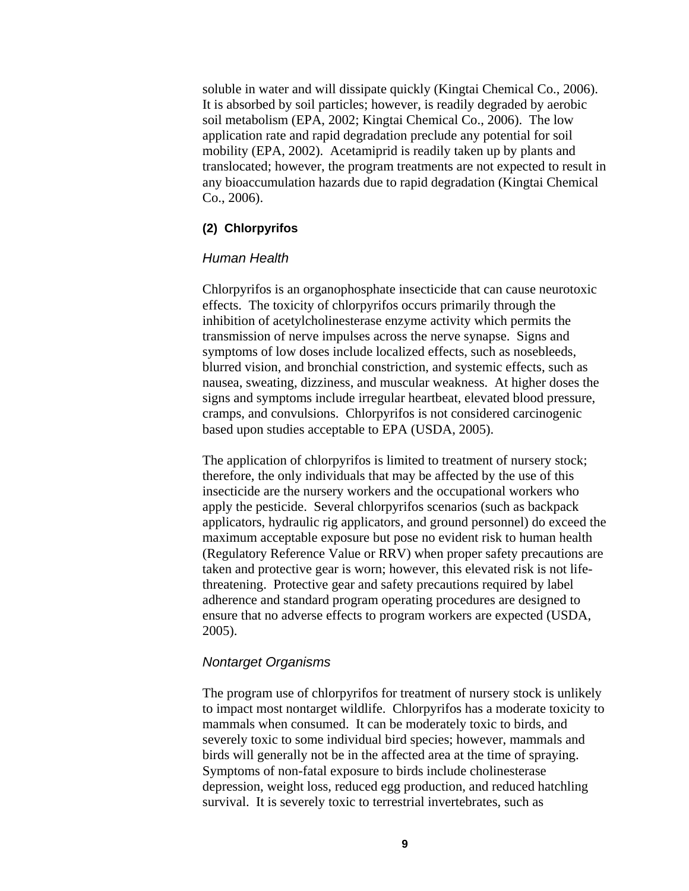soluble in water and will dissipate quickly (Kingtai Chemical Co., 2006). It is absorbed by soil particles; however, is readily degraded by aerobic soil metabolism (EPA, 2002; Kingtai Chemical Co., 2006). The low application rate and rapid degradation preclude any potential for soil mobility (EPA, 2002). Acetamiprid is readily taken up by plants and translocated; however, the program treatments are not expected to result in any bioaccumulation hazards due to rapid degradation (Kingtai Chemical Co., 2006).

#### (2) Chlorpyrifos

*Human Health*

Chlorpyrifos is an organophosphate insecticide that can cause neurotoxic effects. The toxicity of chlorpyrifos occurs primarily through the inhibition of acetylcholinesterase enzyme activity which permits the transmission of nerve impulses across the nerve synapse. Signs and symptoms of low doses include localized effects, such as nosebleeds, blurred vision, and bronchial constriction, and systemic effects, such as nausea, sweating, dizziness, and muscular weakness. At higher doses the signs and symptoms include irregular heartbeat, elevated blood pressure, cramps, and convulsions. Chlorpyrifos is not considered carcinogenic based upon studies acceptable to EPA (USDA, 2005).

The application of chlorpyrifos is limited to treatment of nursery stock; therefore, the only individuals that may be affected by the use of this insecticide are the nursery workers and the occupational workers who apply the pesticide. Several chlorpyrifos scenarios (such as backpack applicators, hydraulic rig applicators, and ground personnel) do exceed the maximum acceptable exposure but pose no evident risk to human health (Regulatory Reference Value or RRV) when proper safety precautions are taken and protective gear is worn; however, this elevated risk is not life-threatening. Protective gear and safety precautions required by label adherence and standard program operating procedures are designed to ensure that no adverse effects to program workers are expected (USDA, 2005).

*Nontarget Organisms*

The program use of chlorpyrifos for treatment of nursery stock is unlikely to impact most nontarget wildlife. Chlorpyrifos has a moderate toxicity to mammals when consumed. It can be moderately toxic to birds, and severely toxic to some individual bird species; however, mammals and birds will generally not be in the affected area at the time of spraying. Symptoms of non-fatal exposure to birds include cholinesterase depression, weight loss, reduced egg production, and reduced hatchling survival. It is severely toxic to terrestrial invertebrates, such as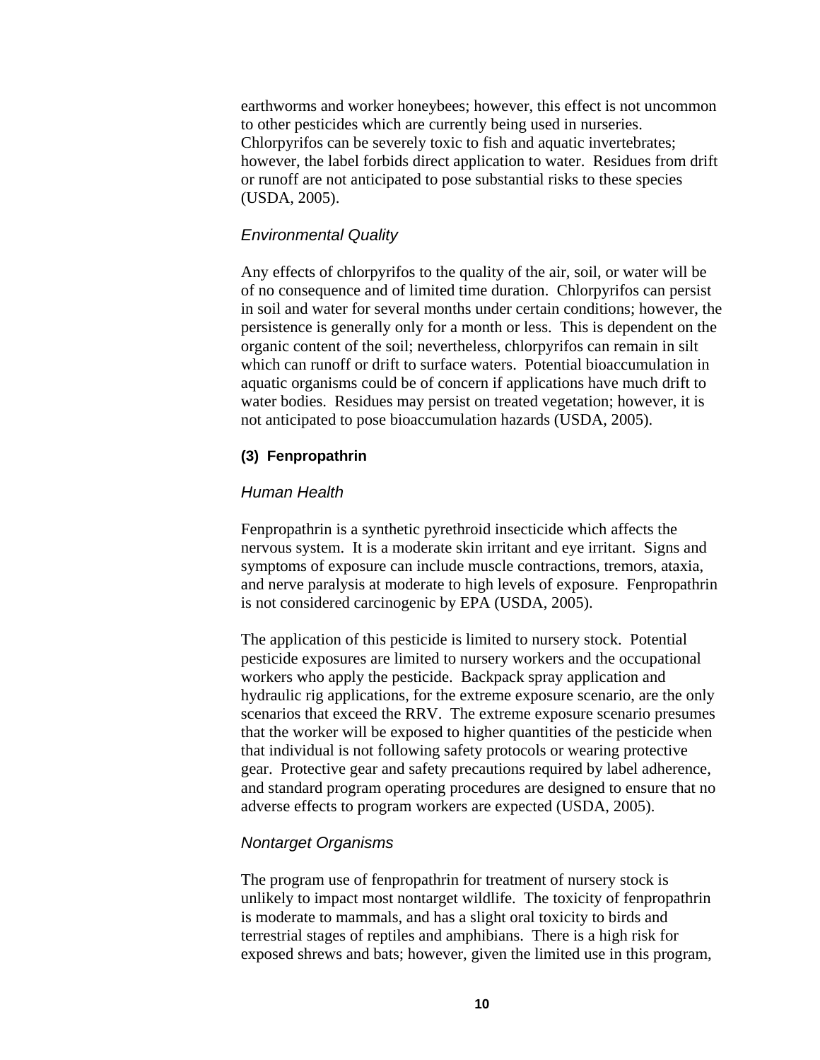earthworms and worker honeybees; however, this effect is not uncommon to other pesticides which are currently being used in nurseries. Chlorpyrifos can be severely toxic to fish and aquatic invertebrates; however, the label forbids direct application to water. Residues from drift or runoff are not anticipated to pose substantial risks to these species (USDA, 2005).

*Environmental Quality*

Any effects of chlorpyrifos to the quality of the air, soil, or water will be of no consequence and of limited time duration. Chlorpyrifos can persist in soil and water for several months under certain conditions; however, the persistence is generally only for a month or less. This is dependent on the organic content of the soil; nevertheless, chlorpyrifos can remain in silt which can runoff or drift to surface waters. Potential bioaccumulation in aquatic organisms could be of concern if applications have much drift to water bodies. Residues may persist on treated vegetation; however, it is not anticipated to pose bioaccumulation hazards (USDA, 2005).

**(3) Fenpropathrin**

*Human Health*

Fenpropathrin is a synthetic pyrethroid insecticide which affects the nervous system. It is a moderate skin irritant and eye irritant. Signs and symptoms of exposure can include muscle contractions, tremors, ataxia, and nerve paralysis at moderate to high levels of exposure. Fenpropathrin is not considered carcinogenic by EPA (USDA, 2005).

The application of this pesticide is limited to nursery stock. Potential pesticide exposures are limited to nursery workers and the occupational workers who apply the pesticide. Backpack spray application and hydraulic rig applications, for the extreme exposure scenario, are the only scenarios that exceed the RRV. The extreme exposure scenario presumes that the worker will be exposed to higher quantities of the pesticide when that individual is not following safety protocols or wearing protective gear. Protective gear and safety precautions required by label adherence, and standard program operating procedures are designed to ensure that no adverse effects to program workers are expected (USDA, 2005).

*Nontarget Organisms*

The program use of fenpropathrin for treatment of nursery stock is unlikely to impact most nontarget wildlife. The toxicity of fenpropathrin is moderate to mammals, and has a slight oral toxicity to birds and terrestrial stages of reptiles and amphibians. There is a high risk for exposed shrews and bats; however, given the limited use in this program,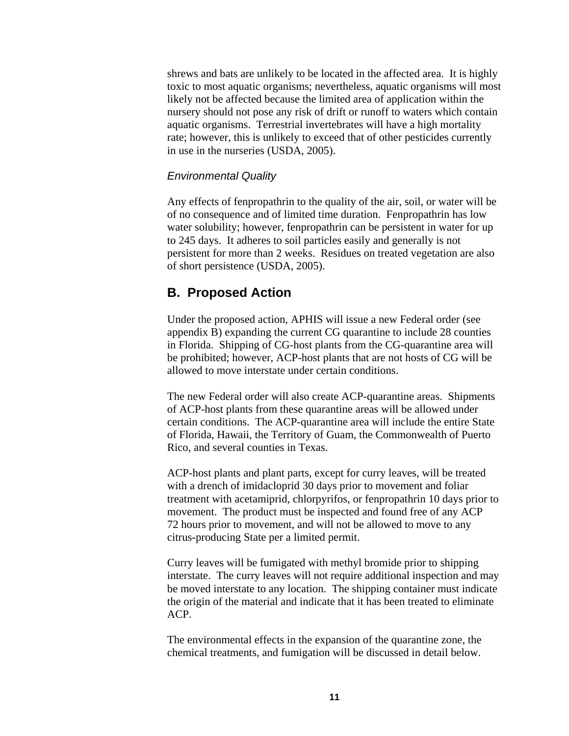shrews and bats are unlikely to be located in the affected area. It is highly toxic to most aquatic organisms; nevertheless, aquatic organisms will most likely not be affected because the limited area of application within the nursery should not pose any risk of drift or runoff to waters which contain aquatic organisms. Terrestrial invertebrates will have a high mortality rate; however, this is unlikely to exceed that of other pesticides currently in use in the nurseries (USDA, 2005).

*Environmental Quality*

Any effects of fenpropathrin to the quality of the air, soil, or water will be of no consequence and of limited time duration. Fenpropathrin has low water solubility; however, fenpropathrin can be persistent in water for up to 245 days. It adheres to soil particles easily and generally is not persistent for more than 2 weeks. Residues on treated vegetation are also of short persistence (USDA, 2005).

## B. Proposed Action

Under the proposed action, APHIS will issue a new Federal order (see appendix B) expanding the current CG quarantine to include 28 counties in Florida. Shipping of CG-host plants from the CG-quarantine area will be prohibited; however, ACP-host plants that are not hosts of CG will be allowed to move interstate under certain conditions.

The new Federal order will also create ACP-quarantine areas. Shipments of ACP-host plants from these quarantine areas will be allowed under certain conditions. The ACP-quarantine area will include the entire State of Florida, Hawaii, the Territory of Guam, the Commonwealth of Puerto Rico, and several counties in Texas.

ACP-host plants and plant parts, except for curry leaves, will be treated with a drench of imidacloprid 30 days prior to movement and foliar treatment with acetamiprid, chlorpyrifos, or fenpropathrin 10 days prior to movement. The product must be inspected and found free of any ACP 72 hours prior to movement, and will not be allowed to move to any citrus-producing State per a limited permit.

Curry leaves will be fumigated with methyl bromide prior to shipping interstate. The curry leaves will not require additional inspection and may be moved interstate to any location. The shipping container must indicate the origin of the material and indicate that it has been treated to eliminate ACP.

The environmental effects in the expansion of the quarantine zone, the chemical treatments, and fumigation will be discussed in detail below.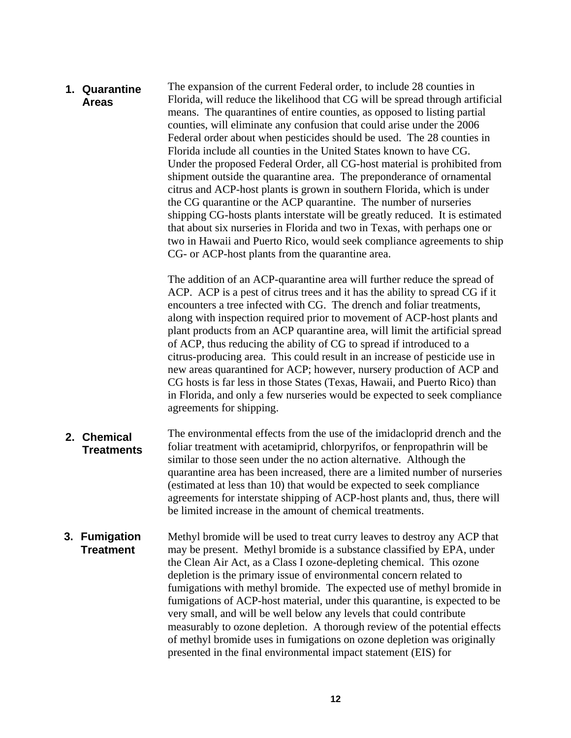### 1. Quarantine Areas

The expansion of the current Federal order, to include 28 counties in Florida, will reduce the likelihood that CG will be spread through artificial means. The quarantines of entire counties, as opposed to listing partial counties, will eliminate any confusion that could arise under the 2006 Federal order about when pesticides should be used. The 28 counties in Florida include all counties in the United States known to have CG. Under the proposed Federal Order, all CG-host material is prohibited from shipment outside the quarantine area. The preponderance of ornamental citrus and ACP-host plants is grown in southern Florida, which is under the CG quarantine or the ACP quarantine. The number of nurseries shipping CG-hosts plants interstate will be greatly reduced. It is estimated that about six nurseries in Florida and two in Texas, with perhaps one or two in Hawaii and Puerto Rico, would seek compliance agreements to ship CG- or ACP-host plants from the quarantine area.

The addition of an ACP-quarantine area will further reduce the spread of ACP. ACP is a pest of citrus trees and it has the ability to spread CG if it encounters a tree infected with CG. The drench and foliar treatments, along with inspection required prior to movement of ACP-host plants and plant products from an ACP quarantine area, will limit the artificial spread of ACP, thus reducing the ability of CG to spread if introduced to a citrus-producing area. This could result in an increase of pesticide use in new areas quarantined for ACP; however, nursery production of ACP and CG hosts is far less in those States (Texas, Hawaii, and Puerto Rico) than in Florida, and only a few nurseries would be expected to seek compliance agreements for shipping.

### 2. Chemical Treatments

The environmental effects from the use of the imidacloprid drench and the foliar treatment with acetamiprid, chlorpyrifos, or fenpropathrin will be similar to those seen under the no action alternative. Although the quarantine area has been increased, there are a limited number of nurseries (estimated at less than 10) that would be expected to seek compliance agreements for interstate shipping of ACP-host plants and, thus, there will be limited increase in the amount of chemical treatments.

### 3. Fumigation Treatment

Methyl bromide will be used to treat curry leaves to destroy any ACP that may be present. Methyl bromide is a substance classified by EPA, under the Clean Air Act, as a Class I ozone-depleting chemical. This ozone depletion is the primary issue of environmental concern related to fumigations with methyl bromide. The expected use of methyl bromide in fumigations of ACP-host material, under this quarantine, is expected to be very small, and will be well below any levels that could contribute measurably to ozone depletion. A thorough review of the potential effects of methyl bromide uses in fumigations on ozone depletion was originally presented in the final environmental impact statement (EIS) for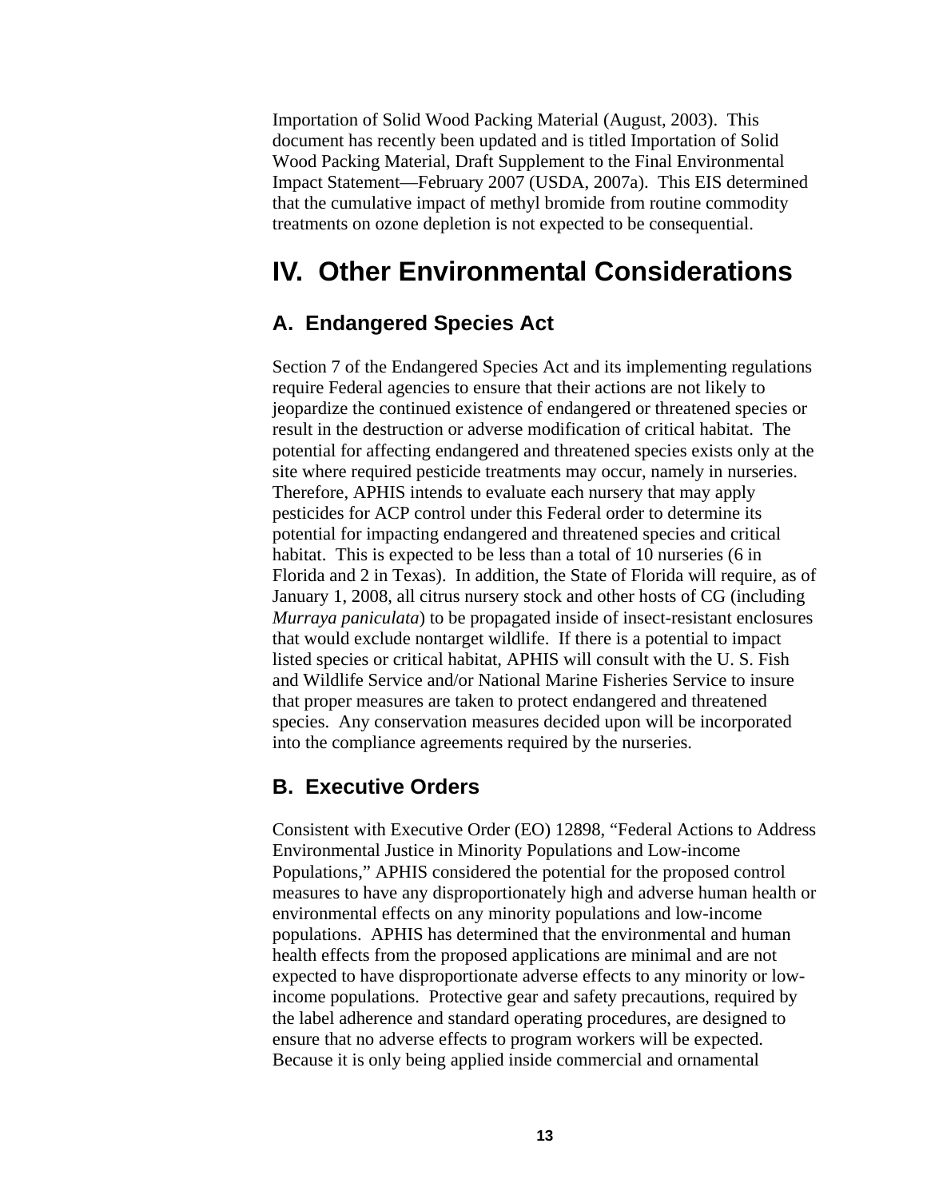Importation of Solid Wood Packing Material (August, 2003). This document has recently been updated and is titled Importation of Solid Wood Packing Material, Draft Supplement to the Final Environmental Impact Statement—February 2007 (USDA, 2007a). This EIS determined that the cumulative impact of methyl bromide from routine commodity treatments on ozone depletion is not expected to be consequential.

# IV. Other Environmental Considerations

## A. Endangered Species Act

Section 7 of the Endangered Species Act and its implementing regulations require Federal agencies to ensure that their actions are not likely to jeopardize the continued existence of endangered or threatened species or result in the destruction or adverse modification of critical habitat. The potential for affecting endangered and threatened species exists only at the site where required pesticide treatments may occur, namely in nurseries. Therefore, APHIS intends to evaluate each nursery that may apply pesticides for ACP control under this Federal order to determine its potential for impacting endangered and threatened species and critical habitat. This is expected to be less than a total of 10 nurseries (6 in Florida and 2 in Texas). In addition, the State of Florida will require, as of January 1, 2008, all citrus nursery stock and other hosts of CG (including *Murraya paniculata*) to be propagated inside of insect-resistant enclosures that would exclude nontarget wildlife. If there is a potential to impact listed species or critical habitat, APHIS will consult with the U. S. Fish and Wildlife Service and/or National Marine Fisheries Service to insure that proper measures are taken to protect endangered and threatened species. Any conservation measures decided upon will be incorporated into the compliance agreements required by the nurseries.

## B. Executive Orders

Consistent with Executive Order (EO) 12898, "Federal Actions to Address Environmental Justice in Minority Populations and Low-income Populations," APHIS considered the potential for the proposed control measures to have any disproportionately high and adverse human health or environmental effects on any minority populations and low-income populations. APHIS has determined that the environmental and human health effects from the proposed applications are minimal and are not expected to have disproportionate adverse effects to any minority or low-income populations. Protective gear and safety precautions, required by the label adherence and standard operating procedures, are designed to ensure that no adverse effects to program workers will be expected. Because it is only being applied inside commercial and ornamental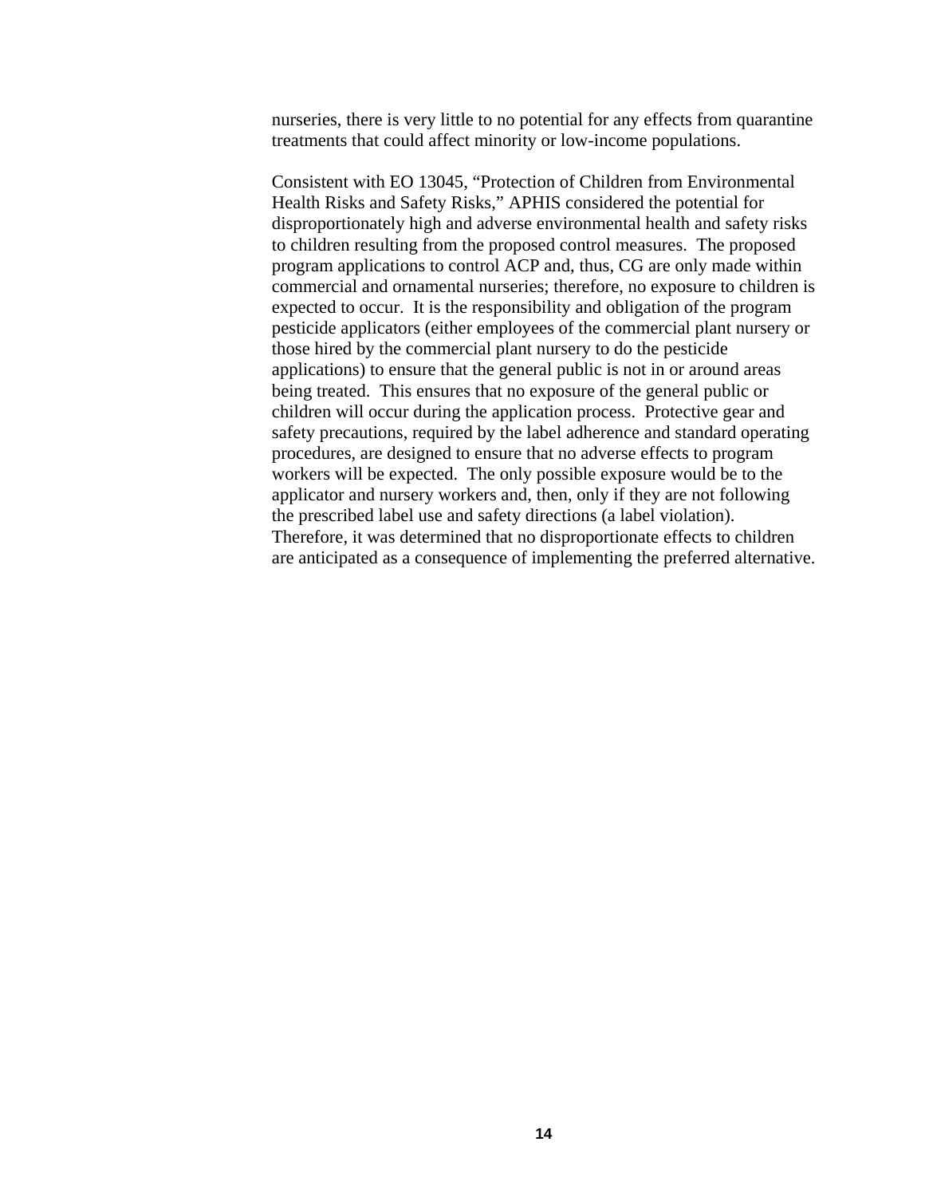nurseries, there is very little to no potential for any effects from quarantine treatments that could affect minority or low-income populations.

Consistent with EO 13045, "Protection of Children from Environmental Health Risks and Safety Risks," APHIS considered the potential for disproportionately high and adverse environmental health and safety risks to children resulting from the proposed control measures. The proposed program applications to control ACP and, thus, CG are only made within commercial and ornamental nurseries; therefore, no exposure to children is expected to occur. It is the responsibility and obligation of the program pesticide applicators (either employees of the commercial plant nursery or those hired by the commercial plant nursery to do the pesticide applications) to ensure that the general public is not in or around areas being treated. This ensures that no exposure of the general public or children will occur during the application process. Protective gear and safety precautions, required by the label adherence and standard operating procedures, are designed to ensure that no adverse effects to program workers will be expected. The only possible exposure would be to the applicator and nursery workers and, then, only if they are not following the prescribed label use and safety directions (a label violation). Therefore, it was determined that no disproportionate effects to children are anticipated as a consequence of implementing the preferred alternative.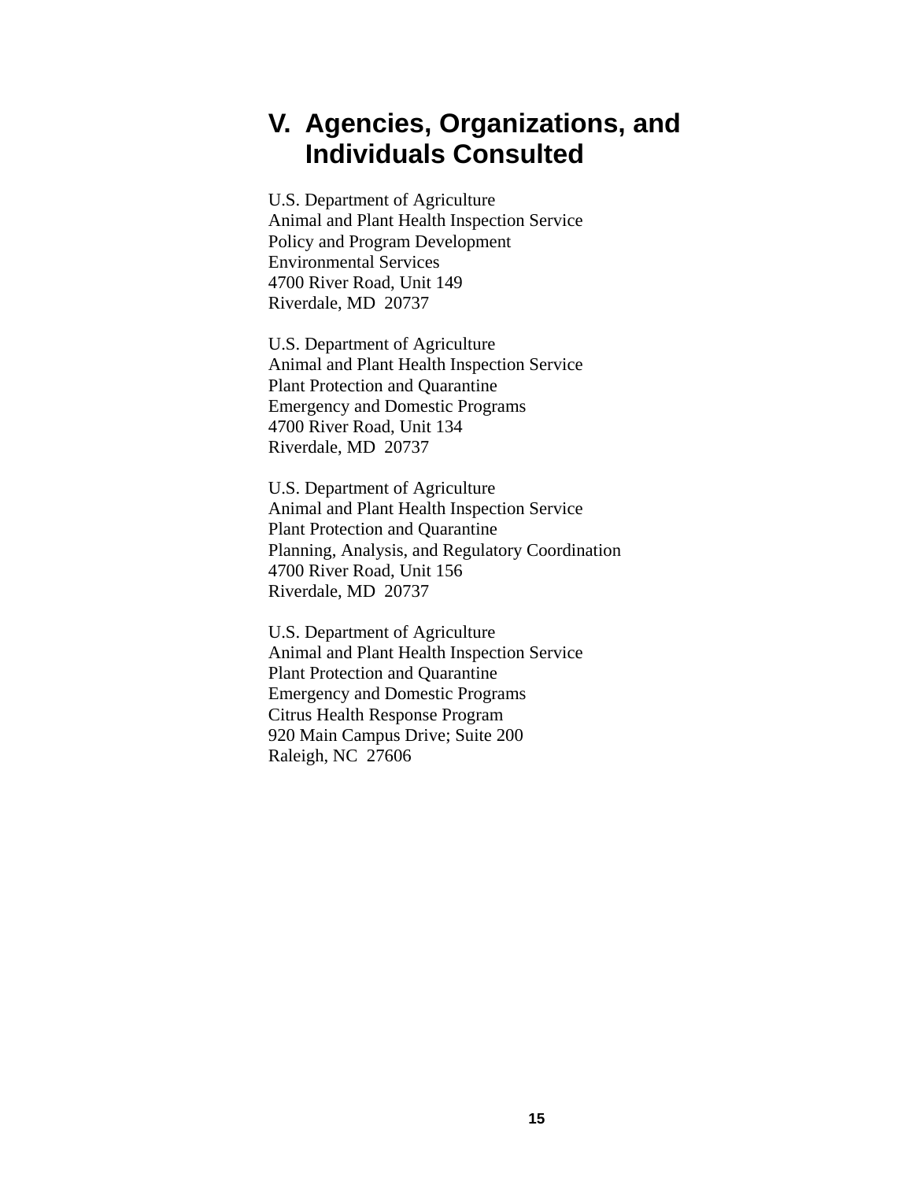# V. Agencies, Organizations, and Individuals Consulted

U.S. Department of Agriculture
Animal and Plant Health Inspection Service
Policy and Program Development
Environmental Services
4700 River Road, Unit 149
Riverdale, MD 20737

U.S. Department of Agriculture
Animal and Plant Health Inspection Service
Plant Protection and Quarantine
Emergency and Domestic Programs
4700 River Road, Unit 134
Riverdale, MD 20737

U.S. Department of Agriculture
Animal and Plant Health Inspection Service
Plant Protection and Quarantine
Planning, Analysis, and Regulatory Coordination
4700 River Road, Unit 156
Riverdale, MD 20737

U.S. Department of Agriculture
Animal and Plant Health Inspection Service
Plant Protection and Quarantine
Emergency and Domestic Programs
Citrus Health Response Program
920 Main Campus Drive; Suite 200
Raleigh, NC 27606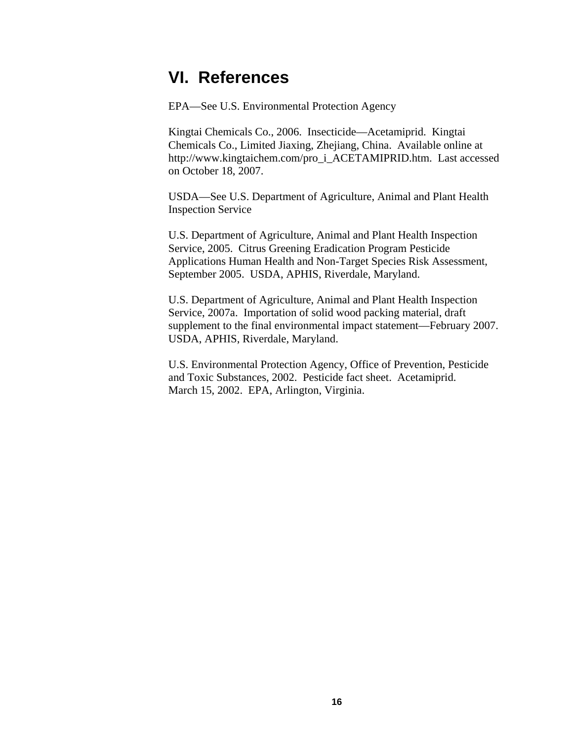# VI. References

EPA—See U.S. Environmental Protection Agency

Kingtai Chemicals Co., 2006. Insecticide—Acetamiprid. Kingtai Chemicals Co., Limited Jiaxing, Zhejiang, China. Available online at http://www.kingtaichem.com/pro_i_ACETAMIPRID.htm. Last accessed on October 18, 2007.

USDA—See U.S. Department of Agriculture, Animal and Plant Health Inspection Service

U.S. Department of Agriculture, Animal and Plant Health Inspection Service, 2005. Citrus Greening Eradication Program Pesticide Applications Human Health and Non-Target Species Risk Assessment, September 2005. USDA, APHIS, Riverdale, Maryland.

U.S. Department of Agriculture, Animal and Plant Health Inspection Service, 2007a. Importation of solid wood packing material, draft supplement to the final environmental impact statement—February 2007. USDA, APHIS, Riverdale, Maryland.

U.S. Environmental Protection Agency, Office of Prevention, Pesticide and Toxic Substances, 2002. Pesticide fact sheet. Acetamiprid. March 15, 2002. EPA, Arlington, Virginia.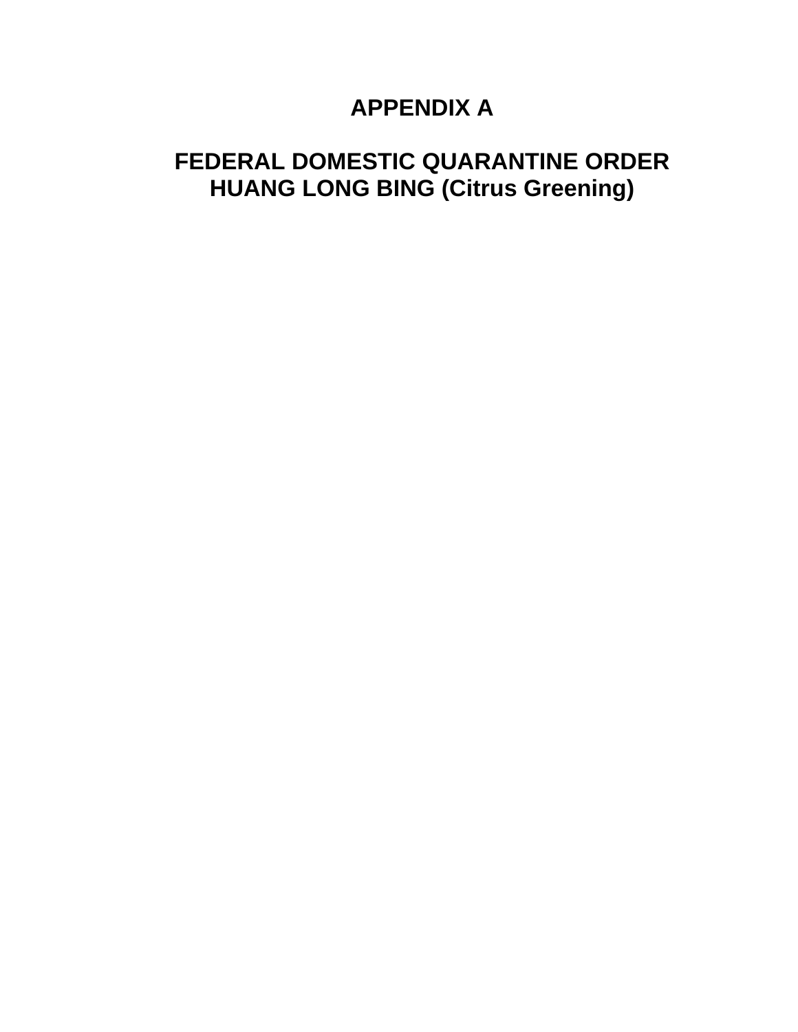# APPENDIX A

# FEDERAL DOMESTIC QUARANTINE ORDER
# HUANG LONG BING (Citrus Greening)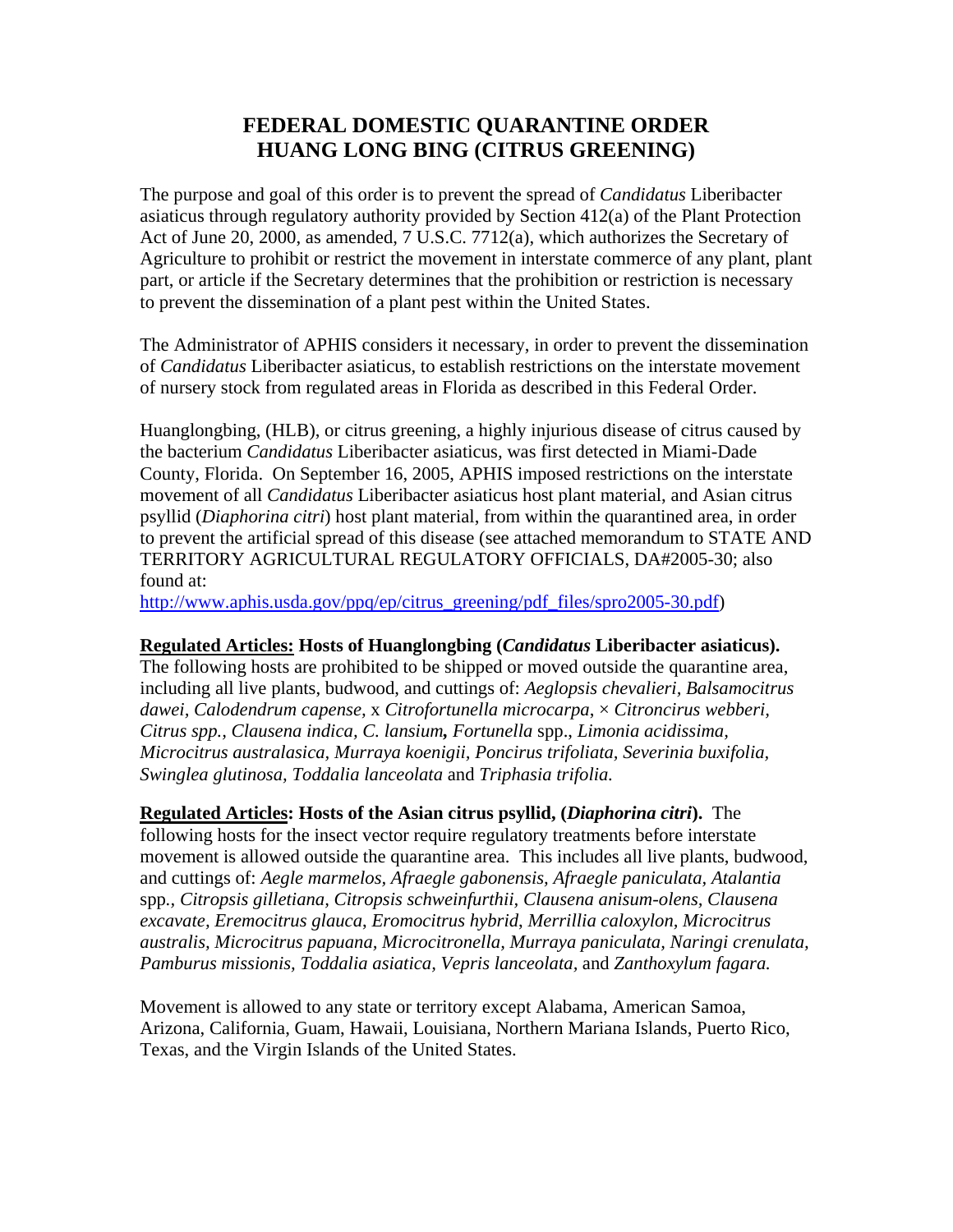# FEDERAL DOMESTIC QUARANTINE ORDER
# HUANG LONG BING (CITRUS GREENING)

The purpose and goal of this order is to prevent the spread of *Candidatus* Liberibacter asiaticus through regulatory authority provided by Section 412(a) of the Plant Protection Act of June 20, 2000, as amended, 7 U.S.C. 7712(a), which authorizes the Secretary of Agriculture to prohibit or restrict the movement in interstate commerce of any plant, plant part, or article if the Secretary determines that the prohibition or restriction is necessary to prevent the dissemination of a plant pest within the United States.

The Administrator of APHIS considers it necessary, in order to prevent the dissemination of *Candidatus* Liberibacter asiaticus, to establish restrictions on the interstate movement of nursery stock from regulated areas in Florida as described in this Federal Order.

Huanglongbing, (HLB), or citrus greening, a highly injurious disease of citrus caused by the bacterium *Candidatus* Liberibacter asiaticus, was first detected in Miami-Dade County, Florida. On September 16, 2005, APHIS imposed restrictions on the interstate movement of all *Candidatus* Liberibacter asiaticus host plant material, and Asian citrus psyllid (*Diaphorina citri*) host plant material, from within the quarantined area, in order to prevent the artificial spread of this disease (see attached memorandum to STATE AND TERRITORY AGRICULTURAL REGULATORY OFFICIALS, DA#2005-30; also found at:
http://www.aphis.usda.gov/ppq/ep/citrus_greening/pdf_files/spro2005-30.pdf)

**Regulated Articles: Hosts of Huanglongbing (*Candidatus* Liberibacter asiaticus).** The following hosts are prohibited to be shipped or moved outside the quarantine area, including all live plants, budwood, and cuttings of: *Aeglopsis chevalieri, Balsamocitrus dawei, Calodendrum capense,* x *Citrofortunella microcarpa*, × *Citroncirus webberi, Citrus spp., Clausena indica, C. lansium***,** *Fortunella* spp., *Limonia acidissima, Microcitrus australasica, Murraya koenigii, Poncirus trifoliata, Severinia buxifolia, Swinglea glutinosa, Toddalia lanceolata* and *Triphasia trifolia.*

**Regulated Articles: Hosts of the Asian citrus psyllid, (*Diaphorina citri*).** The following hosts for the insect vector require regulatory treatments before interstate movement is allowed outside the quarantine area. This includes all live plants, budwood, and cuttings of: *Aegle marmelos, Afraegle gabonensis, Afraegle paniculata, Atalantia* spp., *Citropsis gilletiana, Citropsis schweinfurthii, Clausena anisum-olens, Clausena excavate, Eremocitrus glauca*, *Eromocitrus hybrid*, *Merrillia caloxylon*, *Microcitrus australis, Microcitrus papuana, Microcitronella, Murraya paniculata, Naringi crenulata, Pamburus missionis, Toddalia asiatica, Vepris lanceolata,* and *Zanthoxylum fagara.*

Movement is allowed to any state or territory except Alabama, American Samoa, Arizona, California, Guam, Hawaii, Louisiana, Northern Mariana Islands, Puerto Rico, Texas, and the Virgin Islands of the United States.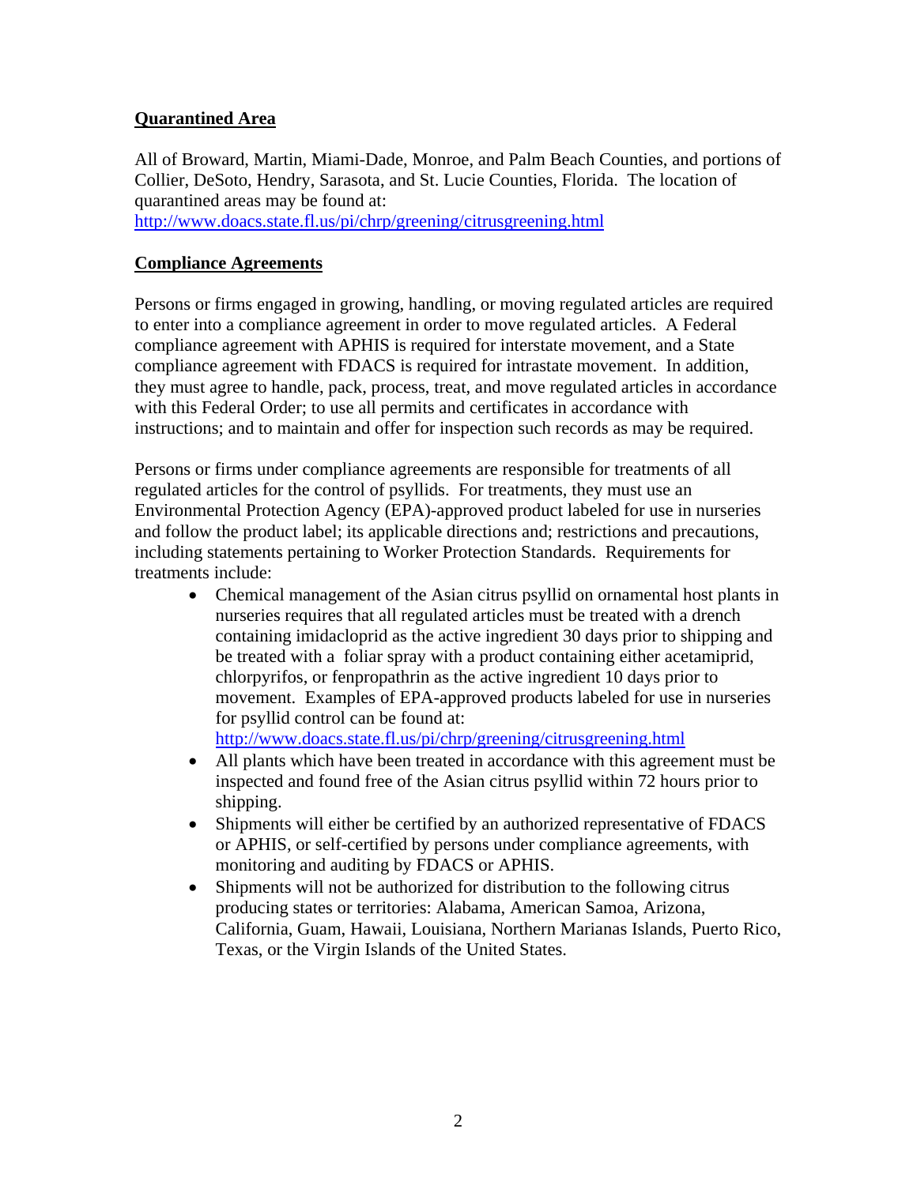## Quarantined Area

All of Broward, Martin, Miami-Dade, Monroe, and Palm Beach Counties, and portions of Collier, DeSoto, Hendry, Sarasota, and St. Lucie Counties, Florida. The location of quarantined areas may be found at: http://www.doacs.state.fl.us/pi/chrp/greening/citrusgreening.html

## Compliance Agreements

Persons or firms engaged in growing, handling, or moving regulated articles are required to enter into a compliance agreement in order to move regulated articles. A Federal compliance agreement with APHIS is required for interstate movement, and a State compliance agreement with FDACS is required for intrastate movement. In addition, they must agree to handle, pack, process, treat, and move regulated articles in accordance with this Federal Order; to use all permits and certificates in accordance with instructions; and to maintain and offer for inspection such records as may be required.

Persons or firms under compliance agreements are responsible for treatments of all regulated articles for the control of psyllids. For treatments, they must use an Environmental Protection Agency (EPA)-approved product labeled for use in nurseries and follow the product label; its applicable directions and; restrictions and precautions, including statements pertaining to Worker Protection Standards. Requirements for treatments include:

- Chemical management of the Asian citrus psyllid on ornamental host plants in nurseries requires that all regulated articles must be treated with a drench containing imidacloprid as the active ingredient 30 days prior to shipping and be treated with a foliar spray with a product containing either acetamiprid, chlorpyrifos, or fenpropathrin as the active ingredient 10 days prior to movement. Examples of EPA-approved products labeled for use in nurseries for psyllid control can be found at: http://www.doacs.state.fl.us/pi/chrp/greening/citrusgreening.html
- All plants which have been treated in accordance with this agreement must be inspected and found free of the Asian citrus psyllid within 72 hours prior to shipping.
- Shipments will either be certified by an authorized representative of FDACS or APHIS, or self-certified by persons under compliance agreements, with monitoring and auditing by FDACS or APHIS.
- Shipments will not be authorized for distribution to the following citrus producing states or territories: Alabama, American Samoa, Arizona, California, Guam, Hawaii, Louisiana, Northern Marianas Islands, Puerto Rico, Texas, or the Virgin Islands of the United States.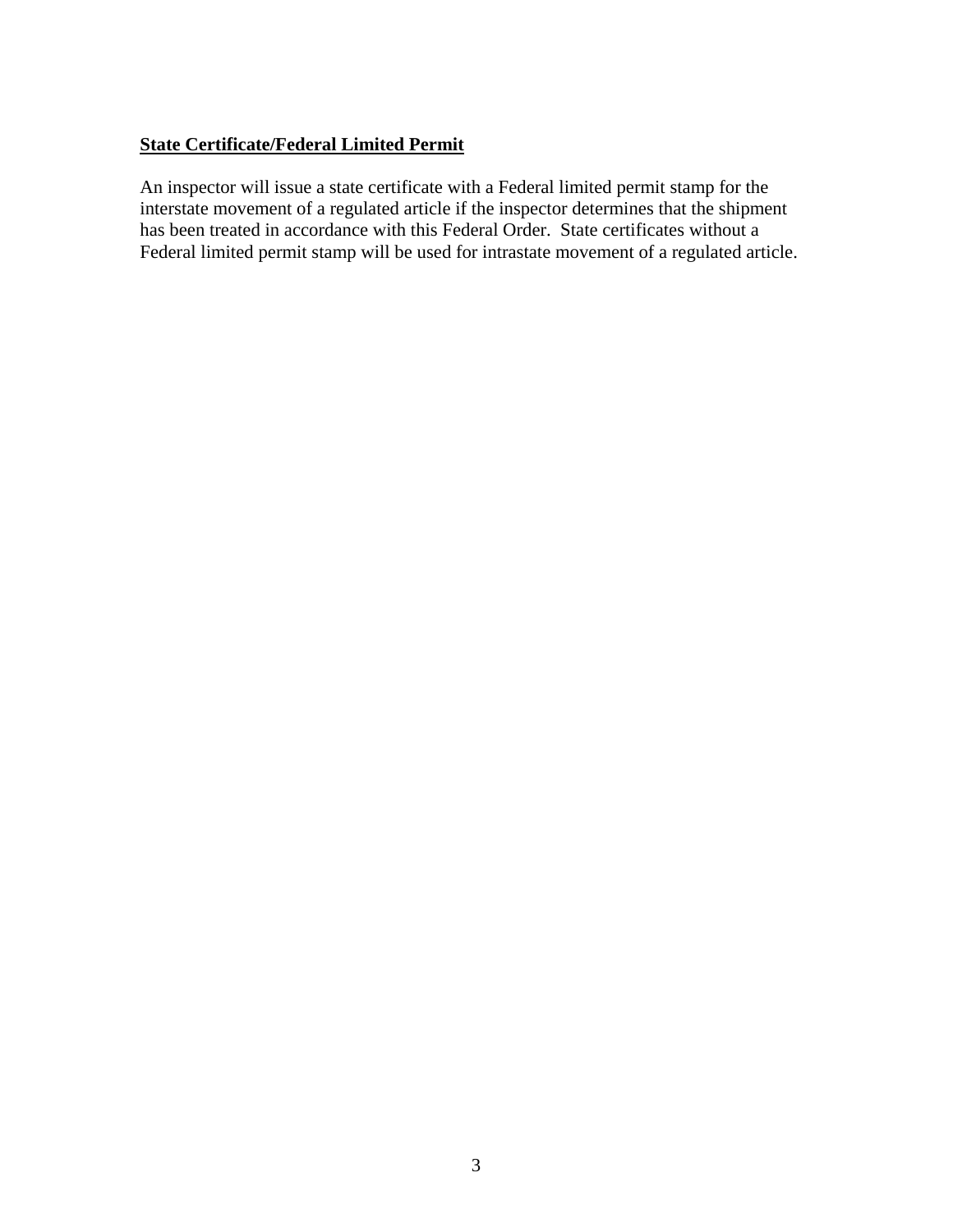**State Certificate/Federal Limited Permit**

An inspector will issue a state certificate with a Federal limited permit stamp for the interstate movement of a regulated article if the inspector determines that the shipment has been treated in accordance with this Federal Order. State certificates without a Federal limited permit stamp will be used for intrastate movement of a regulated article.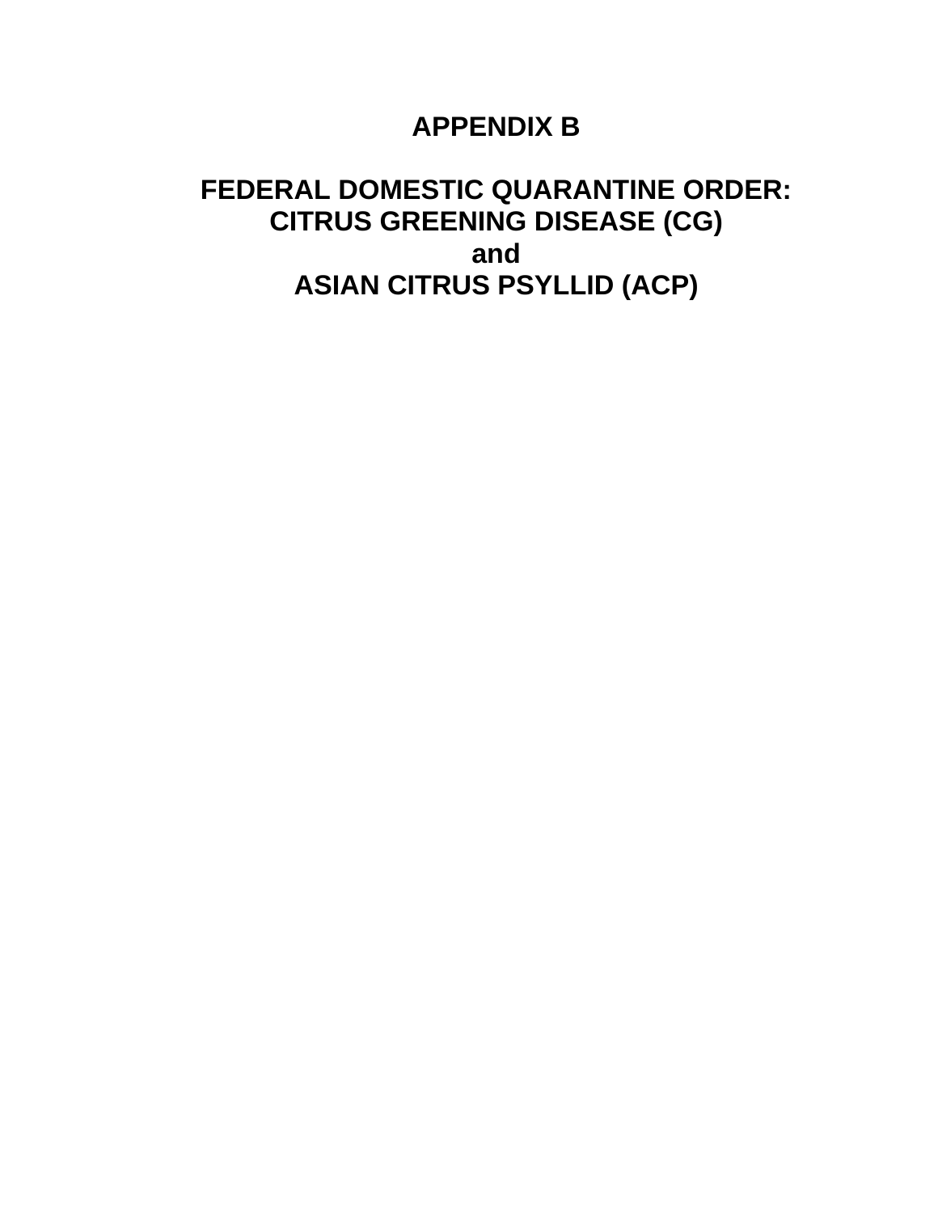# APPENDIX B

# FEDERAL DOMESTIC QUARANTINE ORDER: CITRUS GREENING DISEASE (CG) and ASIAN CITRUS PSYLLID (ACP)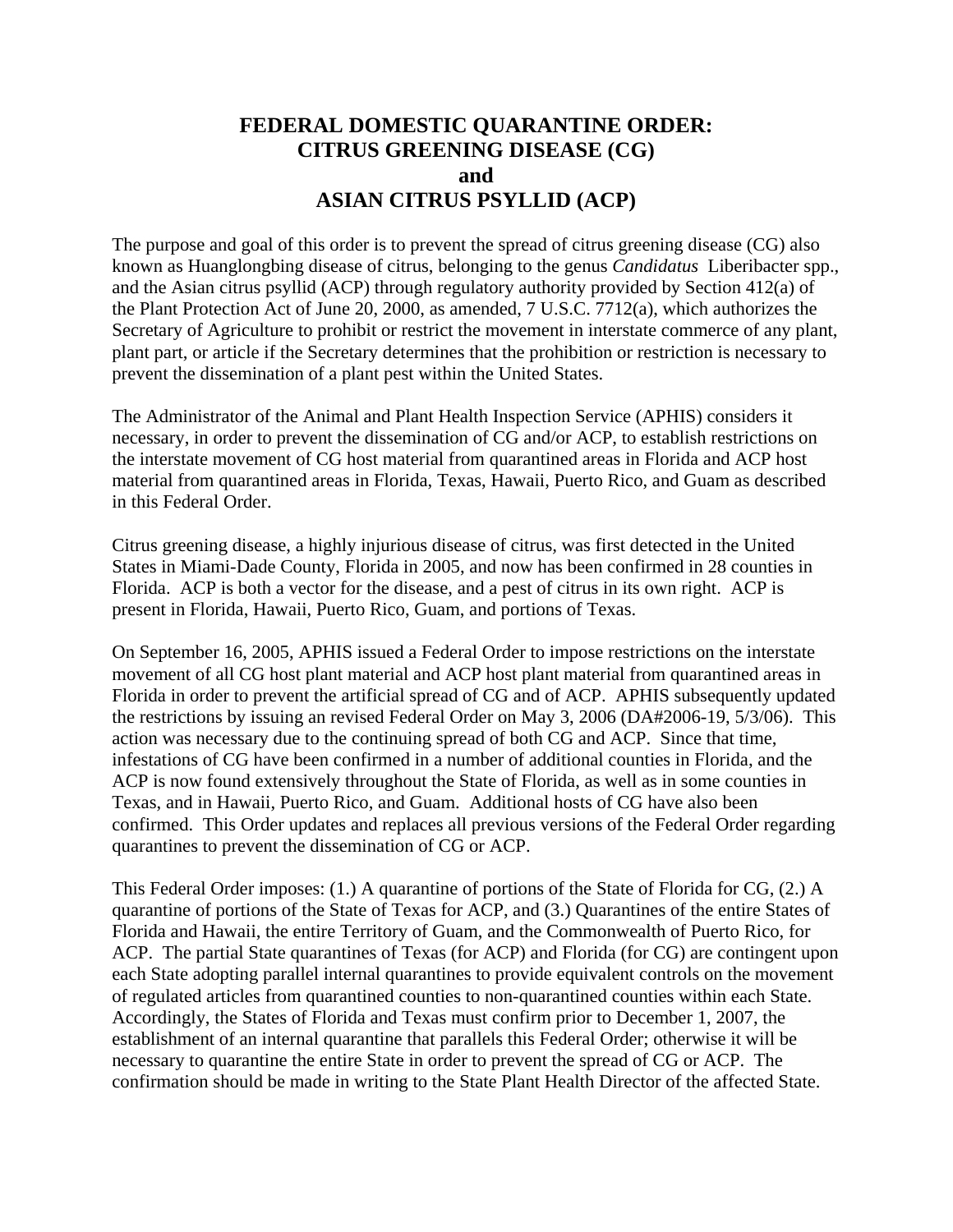# FEDERAL DOMESTIC QUARANTINE ORDER: CITRUS GREENING DISEASE (CG) and ASIAN CITRUS PSYLLID (ACP)

The purpose and goal of this order is to prevent the spread of citrus greening disease (CG) also known as Huanglongbing disease of citrus, belonging to the genus *Candidatus* Liberibacter spp., and the Asian citrus psyllid (ACP) through regulatory authority provided by Section 412(a) of the Plant Protection Act of June 20, 2000, as amended, 7 U.S.C. 7712(a), which authorizes the Secretary of Agriculture to prohibit or restrict the movement in interstate commerce of any plant, plant part, or article if the Secretary determines that the prohibition or restriction is necessary to prevent the dissemination of a plant pest within the United States.

The Administrator of the Animal and Plant Health Inspection Service (APHIS) considers it necessary, in order to prevent the dissemination of CG and/or ACP, to establish restrictions on the interstate movement of CG host material from quarantined areas in Florida and ACP host material from quarantined areas in Florida, Texas, Hawaii, Puerto Rico, and Guam as described in this Federal Order.

Citrus greening disease, a highly injurious disease of citrus, was first detected in the United States in Miami-Dade County, Florida in 2005, and now has been confirmed in 28 counties in Florida. ACP is both a vector for the disease, and a pest of citrus in its own right. ACP is present in Florida, Hawaii, Puerto Rico, Guam, and portions of Texas.

On September 16, 2005, APHIS issued a Federal Order to impose restrictions on the interstate movement of all CG host plant material and ACP host plant material from quarantined areas in Florida in order to prevent the artificial spread of CG and of ACP. APHIS subsequently updated the restrictions by issuing an revised Federal Order on May 3, 2006 (DA#2006-19, 5/3/06). This action was necessary due to the continuing spread of both CG and ACP. Since that time, infestations of CG have been confirmed in a number of additional counties in Florida, and the ACP is now found extensively throughout the State of Florida, as well as in some counties in Texas, and in Hawaii, Puerto Rico, and Guam. Additional hosts of CG have also been confirmed. This Order updates and replaces all previous versions of the Federal Order regarding quarantines to prevent the dissemination of CG or ACP.

This Federal Order imposes: (1.) A quarantine of portions of the State of Florida for CG, (2.) A quarantine of portions of the State of Texas for ACP, and (3.) Quarantines of the entire States of Florida and Hawaii, the entire Territory of Guam, and the Commonwealth of Puerto Rico, for ACP. The partial State quarantines of Texas (for ACP) and Florida (for CG) are contingent upon each State adopting parallel internal quarantines to provide equivalent controls on the movement of regulated articles from quarantined counties to non-quarantined counties within each State. Accordingly, the States of Florida and Texas must confirm prior to December 1, 2007, the establishment of an internal quarantine that parallels this Federal Order; otherwise it will be necessary to quarantine the entire State in order to prevent the spread of CG or ACP. The confirmation should be made in writing to the State Plant Health Director of the affected State.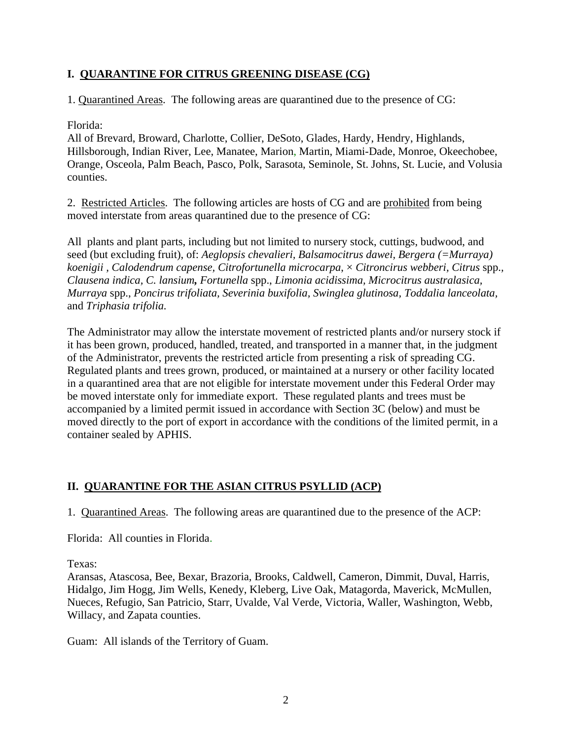## I. QUARANTINE FOR CITRUS GREENING DISEASE (CG)

1. Quarantined Areas. The following areas are quarantined due to the presence of CG:

Florida:
All of Brevard, Broward, Charlotte, Collier, DeSoto, Glades, Hardy, Hendry, Highlands, Hillsborough, Indian River, Lee, Manatee, Marion, Martin, Miami-Dade, Monroe, Okeechobee, Orange, Osceola, Palm Beach, Pasco, Polk, Sarasota, Seminole, St. Johns, St. Lucie, and Volusia counties.

2. Restricted Articles. The following articles are hosts of CG and are prohibited from being moved interstate from areas quarantined due to the presence of CG:

All plants and plant parts, including but not limited to nursery stock, cuttings, budwood, and seed (but excluding fruit), of: *Aeglopsis chevalieri, Balsamocitrus dawei, Bergera (=Murraya) koenigii , Calodendrum capense, Citrofortunella microcarpa*, × *Citroncirus webberi, Citrus* spp., *Clausena indica, C. lansium***,** *Fortunella* spp., *Limonia acidissima, Microcitrus australasica, Murraya* spp., *Poncirus trifoliata, Severinia buxifolia, Swinglea glutinosa, Toddalia lanceolata,* and *Triphasia trifolia.*

The Administrator may allow the interstate movement of restricted plants and/or nursery stock if it has been grown, produced, handled, treated, and transported in a manner that, in the judgment of the Administrator, prevents the restricted article from presenting a risk of spreading CG. Regulated plants and trees grown, produced, or maintained at a nursery or other facility located in a quarantined area that are not eligible for interstate movement under this Federal Order may be moved interstate only for immediate export. These regulated plants and trees must be accompanied by a limited permit issued in accordance with Section 3C (below) and must be moved directly to the port of export in accordance with the conditions of the limited permit, in a container sealed by APHIS.

## II. QUARANTINE FOR THE ASIAN CITRUS PSYLLID (ACP)

1. Quarantined Areas. The following areas are quarantined due to the presence of the ACP:

Florida: All counties in Florida.

Texas:
Aransas, Atascosa, Bee, Bexar, Brazoria, Brooks, Caldwell, Cameron, Dimmit, Duval, Harris, Hidalgo, Jim Hogg, Jim Wells, Kenedy, Kleberg, Live Oak, Matagorda, Maverick, McMullen, Nueces, Refugio, San Patricio, Starr, Uvalde, Val Verde, Victoria, Waller, Washington, Webb, Willacy, and Zapata counties.

Guam: All islands of the Territory of Guam.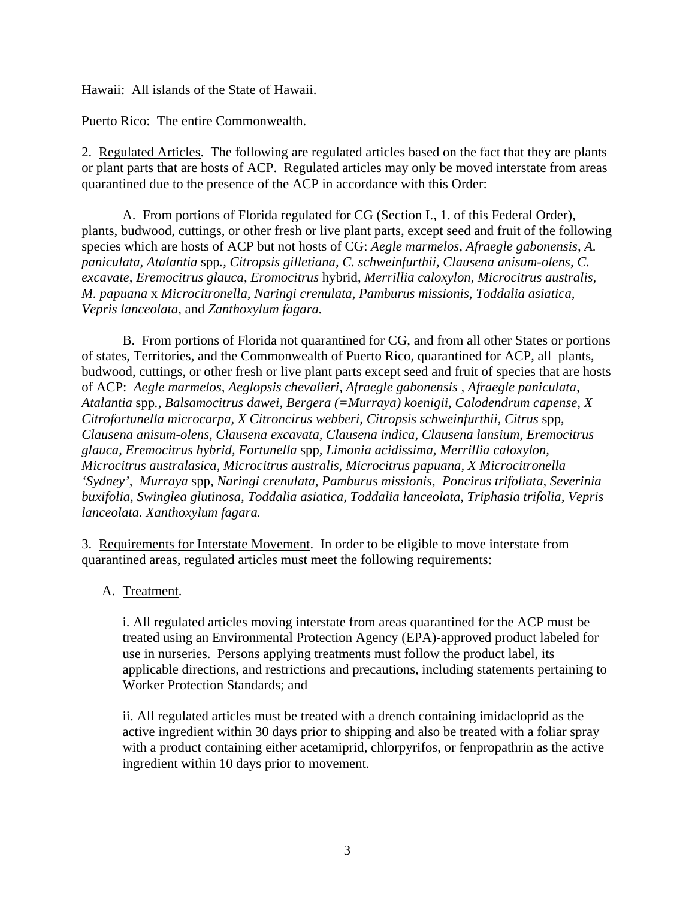Hawaii: All islands of the State of Hawaii.

Puerto Rico: The entire Commonwealth.

2. Regulated Articles. The following are regulated articles based on the fact that they are plants or plant parts that are hosts of ACP. Regulated articles may only be moved interstate from areas quarantined due to the presence of the ACP in accordance with this Order:

A. From portions of Florida regulated for CG (Section I., 1. of this Federal Order), plants, budwood, cuttings, or other fresh or live plant parts, except seed and fruit of the following species which are hosts of ACP but not hosts of CG: *Aegle marmelos*, *Afraegle gabonensis*, *A. paniculata*, *Atalantia* spp., *Citropsis gilletiana*, *C. schweinfurthii*, *Clausena anisum-olens*, *C. excavate*, *Eremocitrus glauca*, *Eromocitrus* hybrid, *Merrillia caloxylon*, *Microcitrus australis*, *M. papuana* x *Microcitronella*, *Naringi crenulata*, *Pamburus missionis*, *Toddalia asiatica*, *Vepris lanceolata*, and *Zanthoxylum fagara*.

B. From portions of Florida not quarantined for CG, and from all other States or portions of states, Territories, and the Commonwealth of Puerto Rico, quarantined for ACP, all plants, budwood, cuttings, or other fresh or live plant parts except seed and fruit of species that are hosts of ACP: *Aegle marmelos*, *Aeglopsis chevalieri*, *Afraegle gabonensis* , *Afraegle paniculata*, *Atalantia* spp., *Balsamocitrus dawei*, *Bergera (=Murraya) koenigii*, *Calodendrum capense*, *X Citrofortunella microcarpa*, *X Citroncirus webberi*, *Citropsis schweinfurthii*, *Citrus* spp, *Clausena anisum-olens*, *Clausena excavata*, *Clausena indica*, *Clausena lansium*, *Eremocitrus glauca*, *Eremocitrus hybrid*, *Fortunella* spp, *Limonia acidissima*, *Merrillia caloxylon*, *Microcitrus australasica*, *Microcitrus australis*, *Microcitrus papuana*, *X Microcitronella 'Sydney'*, *Murraya* spp, *Naringi crenulata*, *Pamburus missionis*, *Poncirus trifoliata*, *Severinia buxifolia*, *Swinglea glutinosa*, *Toddalia asiatica*, *Toddalia lanceolata*, *Triphasia trifolia*, *Vepris lanceolata*. *Xanthoxylum fagara*.

3. Requirements for Interstate Movement. In order to be eligible to move interstate from quarantined areas, regulated articles must meet the following requirements:

A. Treatment.

i. All regulated articles moving interstate from areas quarantined for the ACP must be treated using an Environmental Protection Agency (EPA)-approved product labeled for use in nurseries. Persons applying treatments must follow the product label, its applicable directions, and restrictions and precautions, including statements pertaining to Worker Protection Standards; and

ii. All regulated articles must be treated with a drench containing imidacloprid as the active ingredient within 30 days prior to shipping and also be treated with a foliar spray with a product containing either acetamiprid, chlorpyrifos, or fenpropathrin as the active ingredient within 10 days prior to movement.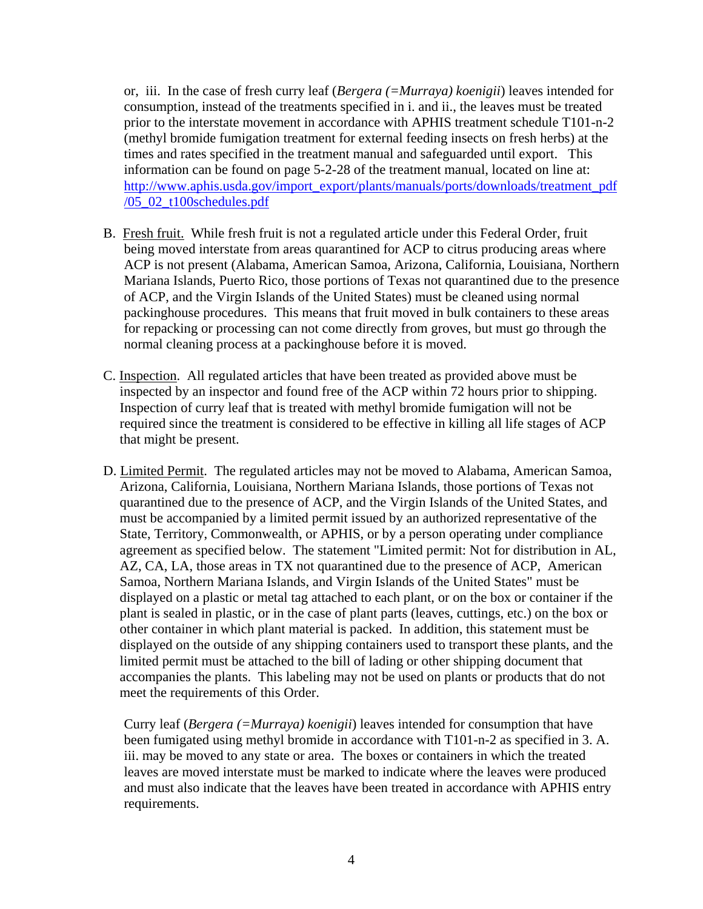or, iii. In the case of fresh curry leaf (*Bergera (=Murraya) koenigii*) leaves intended for consumption, instead of the treatments specified in i. and ii., the leaves must be treated prior to the interstate movement in accordance with APHIS treatment schedule T101-n-2 (methyl bromide fumigation treatment for external feeding insects on fresh herbs) at the times and rates specified in the treatment manual and safeguarded until export. This information can be found on page 5-2-28 of the treatment manual, located on line at: http://www.aphis.usda.gov/import_export/plants/manuals/ports/downloads/treatment_pdf/05_02_t100schedules.pdf

B. Fresh fruit. While fresh fruit is not a regulated article under this Federal Order, fruit being moved interstate from areas quarantined for ACP to citrus producing areas where ACP is not present (Alabama, American Samoa, Arizona, California, Louisiana, Northern Mariana Islands, Puerto Rico, those portions of Texas not quarantined due to the presence of ACP, and the Virgin Islands of the United States) must be cleaned using normal packinghouse procedures. This means that fruit moved in bulk containers to these areas for repacking or processing can not come directly from groves, but must go through the normal cleaning process at a packinghouse before it is moved.

C. Inspection. All regulated articles that have been treated as provided above must be inspected by an inspector and found free of the ACP within 72 hours prior to shipping. Inspection of curry leaf that is treated with methyl bromide fumigation will not be required since the treatment is considered to be effective in killing all life stages of ACP that might be present.

D. Limited Permit. The regulated articles may not be moved to Alabama, American Samoa, Arizona, California, Louisiana, Northern Mariana Islands, those portions of Texas not quarantined due to the presence of ACP, and the Virgin Islands of the United States, and must be accompanied by a limited permit issued by an authorized representative of the State, Territory, Commonwealth, or APHIS, or by a person operating under compliance agreement as specified below. The statement "Limited permit: Not for distribution in AL, AZ, CA, LA, those areas in TX not quarantined due to the presence of ACP, American Samoa, Northern Mariana Islands, and Virgin Islands of the United States" must be displayed on a plastic or metal tag attached to each plant, or on the box or container if the plant is sealed in plastic, or in the case of plant parts (leaves, cuttings, etc.) on the box or other container in which plant material is packed. In addition, this statement must be displayed on the outside of any shipping containers used to transport these plants, and the limited permit must be attached to the bill of lading or other shipping document that accompanies the plants. This labeling may not be used on plants or products that do not meet the requirements of this Order.

Curry leaf (*Bergera (=Murraya) koenigii*) leaves intended for consumption that have been fumigated using methyl bromide in accordance with T101-n-2 as specified in 3. A. iii. may be moved to any state or area. The boxes or containers in which the treated leaves are moved interstate must be marked to indicate where the leaves were produced and must also indicate that the leaves have been treated in accordance with APHIS entry requirements.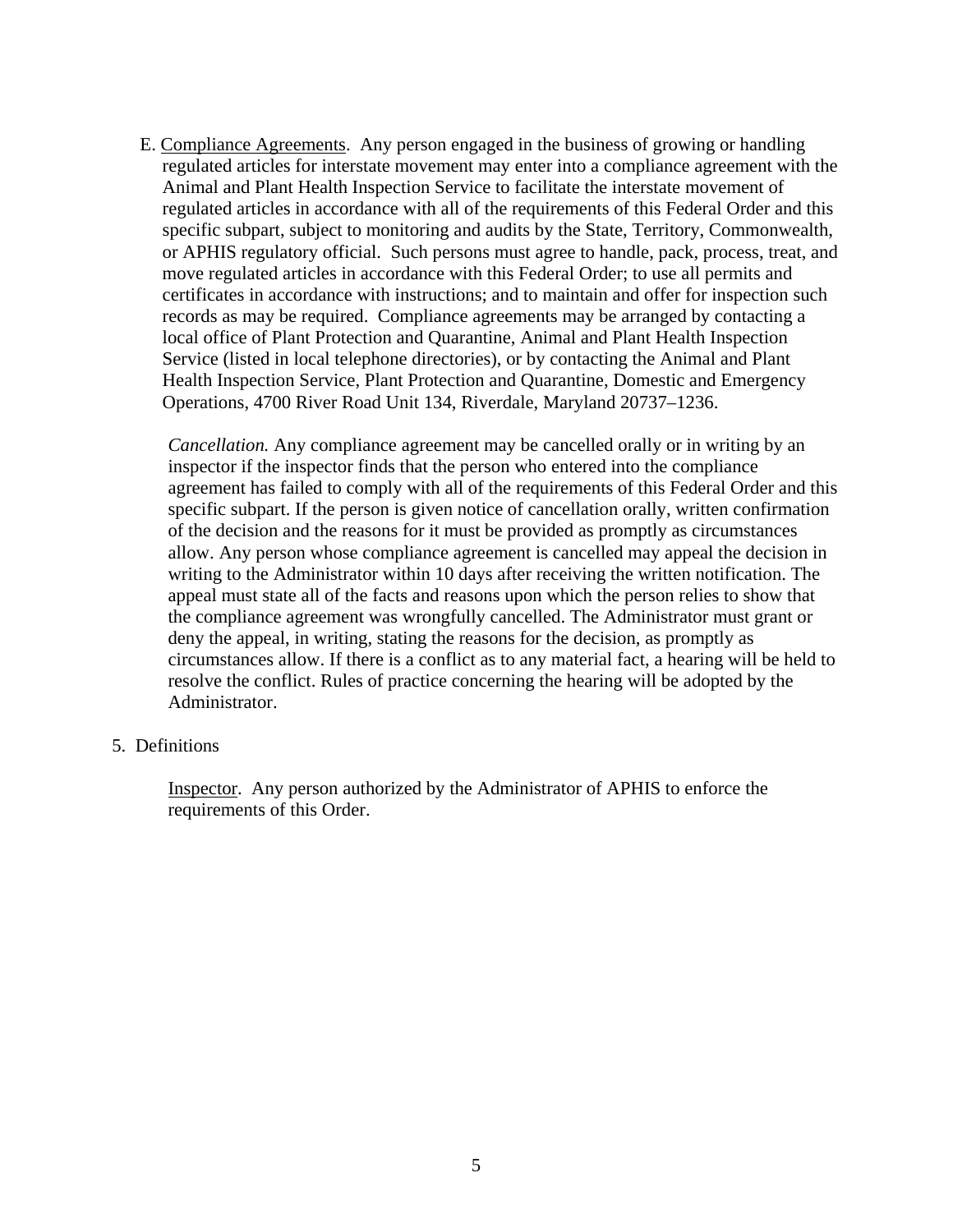E. Compliance Agreements. Any person engaged in the business of growing or handling regulated articles for interstate movement may enter into a compliance agreement with the Animal and Plant Health Inspection Service to facilitate the interstate movement of regulated articles in accordance with all of the requirements of this Federal Order and this specific subpart, subject to monitoring and audits by the State, Territory, Commonwealth, or APHIS regulatory official. Such persons must agree to handle, pack, process, treat, and move regulated articles in accordance with this Federal Order; to use all permits and certificates in accordance with instructions; and to maintain and offer for inspection such records as may be required. Compliance agreements may be arranged by contacting a local office of Plant Protection and Quarantine, Animal and Plant Health Inspection Service (listed in local telephone directories), or by contacting the Animal and Plant Health Inspection Service, Plant Protection and Quarantine, Domestic and Emergency Operations, 4700 River Road Unit 134, Riverdale, Maryland 20737–1236.

*Cancellation.* Any compliance agreement may be cancelled orally or in writing by an inspector if the inspector finds that the person who entered into the compliance agreement has failed to comply with all of the requirements of this Federal Order and this specific subpart. If the person is given notice of cancellation orally, written confirmation of the decision and the reasons for it must be provided as promptly as circumstances allow. Any person whose compliance agreement is cancelled may appeal the decision in writing to the Administrator within 10 days after receiving the written notification. The appeal must state all of the facts and reasons upon which the person relies to show that the compliance agreement was wrongfully cancelled. The Administrator must grant or deny the appeal, in writing, stating the reasons for the decision, as promptly as circumstances allow. If there is a conflict as to any material fact, a hearing will be held to resolve the conflict. Rules of practice concerning the hearing will be adopted by the Administrator.

5. Definitions

Inspector. Any person authorized by the Administrator of APHIS to enforce the requirements of this Order.